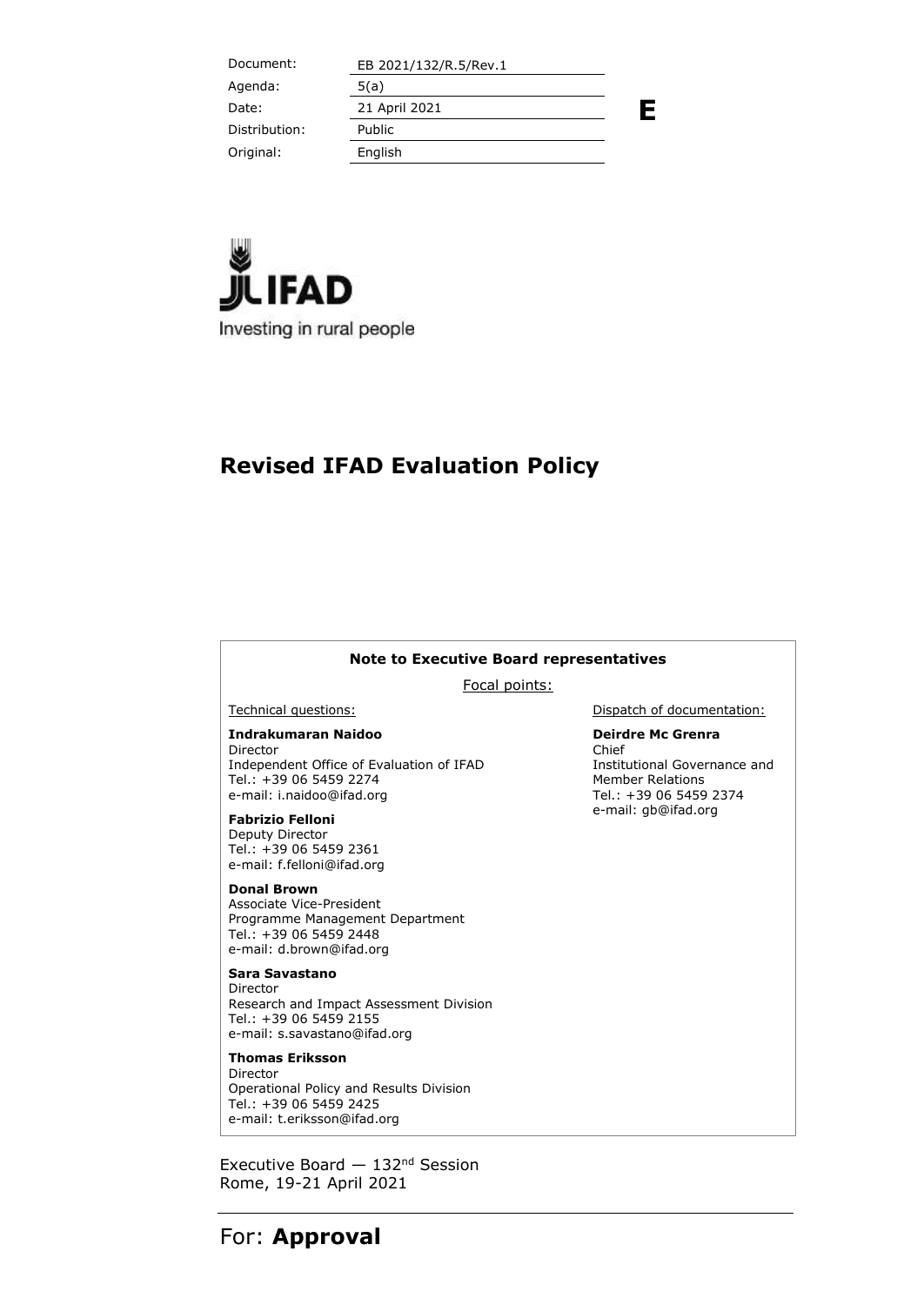| Document: | EB 2021/132/R.5/Rev.1 |
|---|---|
| Agenda: | 5(a) |
| Date: | 21 April 2021 |
| Distribution: | Public |
| Original: | English |

**E**

IFAD

Investing in rural people

# Revised IFAD Evaluation Policy

**Note to Executive Board representatives**

Focal points:

Technical questions:

**Indrakumaran Naidoo**
Director
Independent Office of Evaluation of IFAD
Tel.: +39 06 5459 2274
e-mail: i.naidoo@ifad.org

**Fabrizio Felloni**
Deputy Director
Tel.: +39 06 5459 2361
e-mail: f.felloni@ifad.org

**Donal Brown**
Associate Vice-President
Programme Management Department
Tel.: +39 06 5459 2448
e-mail: d.brown@ifad.org

**Sara Savastano**
Director
Research and Impact Assessment Division
Tel.: +39 06 5459 2155
e-mail: s.savastano@ifad.org

**Thomas Eriksson**
Director
Operational Policy and Results Division
Tel.: +39 06 5459 2425
e-mail: t.eriksson@ifad.org

Dispatch of documentation:

**Deirdre Mc Grenra**
Chief
Institutional Governance and Member Relations
Tel.: +39 06 5459 2374
e-mail: gb@ifad.org

Executive Board — 132nd Session
Rome, 19-21 April 2021

For: **Approval**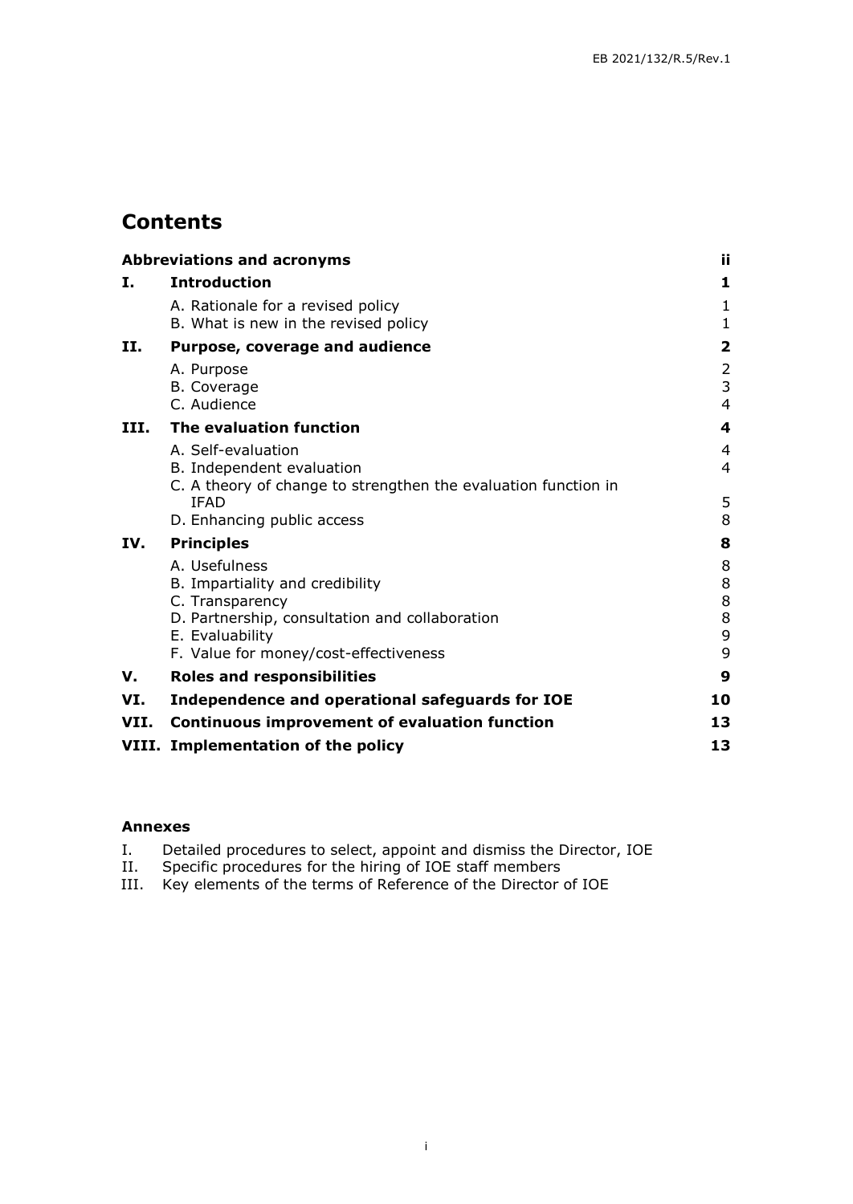# Contents

| | | |
|---|---|---|
| **Abbreviations and acronyms** | | **ii** |
| **I.** | **Introduction** | **1** |
| | A. Rationale for a revised policy | 1 |
| | B. What is new in the revised policy | 1 |
| **II.** | **Purpose, coverage and audience** | **2** |
| | A. Purpose | 2 |
| | B. Coverage | 3 |
| | C. Audience | 4 |
| **III.** | **The evaluation function** | **4** |
| | A. Self-evaluation | 4 |
| | B. Independent evaluation | 4 |
| | C. A theory of change to strengthen the evaluation function in IFAD | 5 |
| | D. Enhancing public access | 8 |
| **IV.** | **Principles** | **8** |
| | A. Usefulness | 8 |
| | B. Impartiality and credibility | 8 |
| | C. Transparency | 8 |
| | D. Partnership, consultation and collaboration | 8 |
| | E. Evaluability | 9 |
| | F. Value for money/cost-effectiveness | 9 |
| **V.** | **Roles and responsibilities** | **9** |
| **VI.** | **Independence and operational safeguards for IOE** | **10** |
| **VII.** | **Continuous improvement of evaluation function** | **13** |
| **VIII.** | **Implementation of the policy** | **13** |

**Annexes**

I. Detailed procedures to select, appoint and dismiss the Director, IOE
II. Specific procedures for the hiring of IOE staff members
III. Key elements of the terms of Reference of the Director of IOE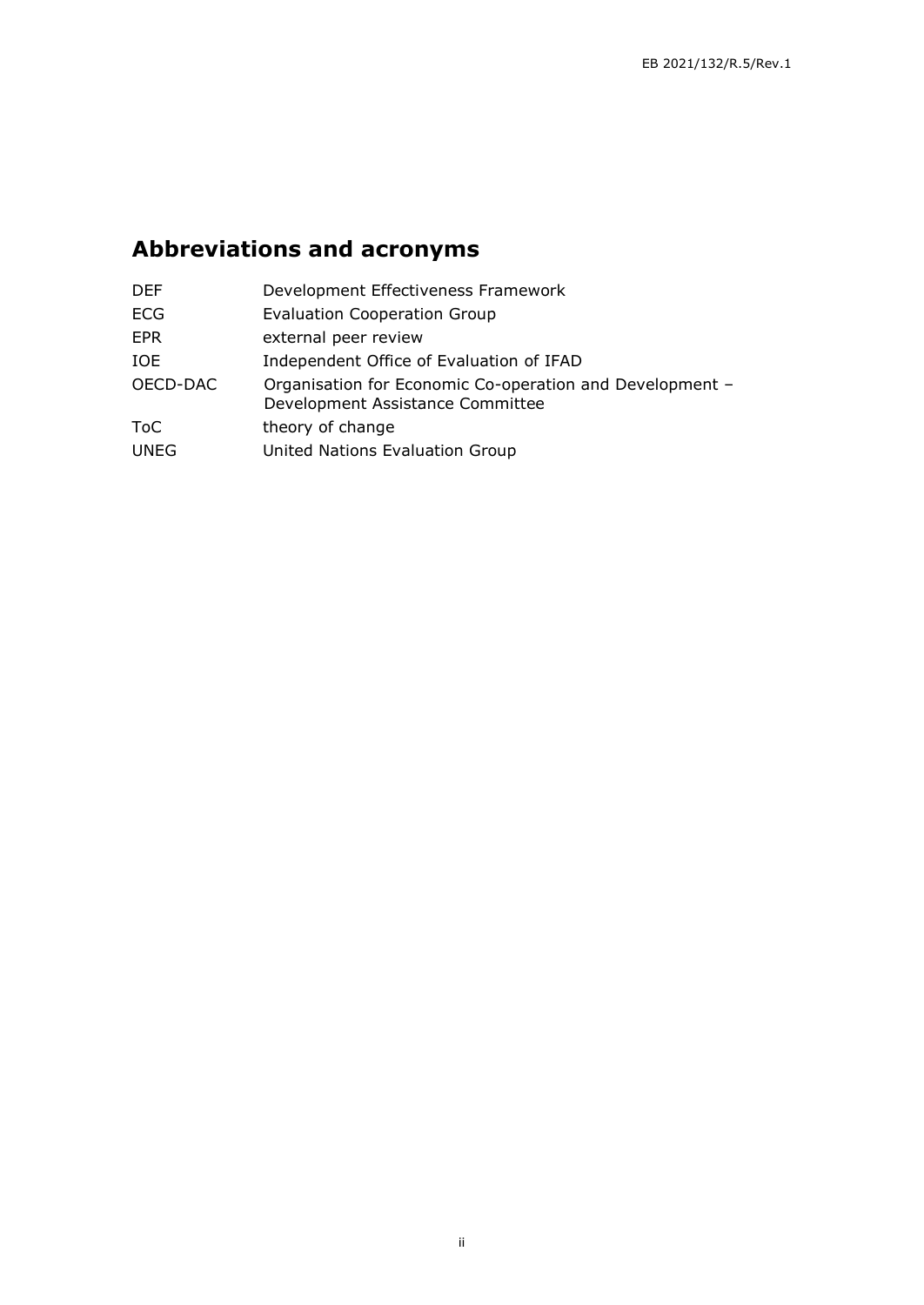# Abbreviations and acronyms

| | |
|---|---|
| DEF | Development Effectiveness Framework |
| ECG | Evaluation Cooperation Group |
| EPR | external peer review |
| IOE | Independent Office of Evaluation of IFAD |
| OECD-DAC | Organisation for Economic Co-operation and Development – Development Assistance Committee |
| ToC | theory of change |
| UNEG | United Nations Evaluation Group |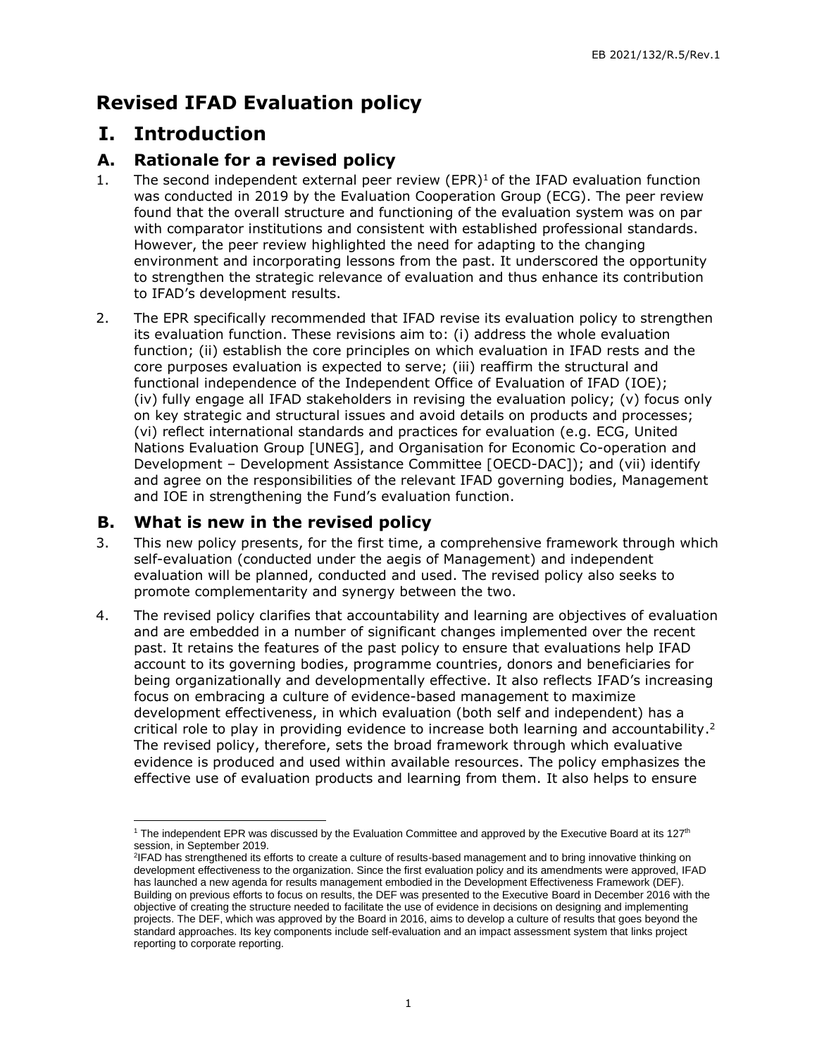# Revised IFAD Evaluation policy

# I. Introduction

## A. Rationale for a revised policy

1. The second independent external peer review (EPR)[1] of the IFAD evaluation function was conducted in 2019 by the Evaluation Cooperation Group (ECG). The peer review found that the overall structure and functioning of the evaluation system was on par with comparator institutions and consistent with established professional standards. However, the peer review highlighted the need for adapting to the changing environment and incorporating lessons from the past. It underscored the opportunity to strengthen the strategic relevance of evaluation and thus enhance its contribution to IFAD's development results.

2. The EPR specifically recommended that IFAD revise its evaluation policy to strengthen its evaluation function. These revisions aim to: (i) address the whole evaluation function; (ii) establish the core principles on which evaluation in IFAD rests and the core purposes evaluation is expected to serve; (iii) reaffirm the structural and functional independence of the Independent Office of Evaluation of IFAD (IOE); (iv) fully engage all IFAD stakeholders in revising the evaluation policy; (v) focus only on key strategic and structural issues and avoid details on products and processes; (vi) reflect international standards and practices for evaluation (e.g. ECG, United Nations Evaluation Group [UNEG], and Organisation for Economic Co-operation and Development – Development Assistance Committee [OECD-DAC]); and (vii) identify and agree on the responsibilities of the relevant IFAD governing bodies, Management and IOE in strengthening the Fund's evaluation function.

## B. What is new in the revised policy

3. This new policy presents, for the first time, a comprehensive framework through which self-evaluation (conducted under the aegis of Management) and independent evaluation will be planned, conducted and used. The revised policy also seeks to promote complementarity and synergy between the two.

4. The revised policy clarifies that accountability and learning are objectives of evaluation and are embedded in a number of significant changes implemented over the recent past. It retains the features of the past policy to ensure that evaluations help IFAD account to its governing bodies, programme countries, donors and beneficiaries for being organizationally and developmentally effective. It also reflects IFAD's increasing focus on embracing a culture of evidence-based management to maximize development effectiveness, in which evaluation (both self and independent) has a critical role to play in providing evidence to increase both learning and accountability.[2] The revised policy, therefore, sets the broad framework through which evaluative evidence is produced and used within available resources. The policy emphasizes the effective use of evaluation products and learning from them. It also helps to ensure

[1] The independent EPR was discussed by the Evaluation Committee and approved by the Executive Board at its 127th session, in September 2019.

[2] IFAD has strengthened its efforts to create a culture of results-based management and to bring innovative thinking on development effectiveness to the organization. Since the first evaluation policy and its amendments were approved, IFAD has launched a new agenda for results management embodied in the Development Effectiveness Framework (DEF). Building on previous efforts to focus on results, the DEF was presented to the Executive Board in December 2016 with the objective of creating the structure needed to facilitate the use of evidence in decisions on designing and implementing projects. The DEF, which was approved by the Board in 2016, aims to develop a culture of results that goes beyond the standard approaches. Its key components include self-evaluation and an impact assessment system that links project reporting to corporate reporting.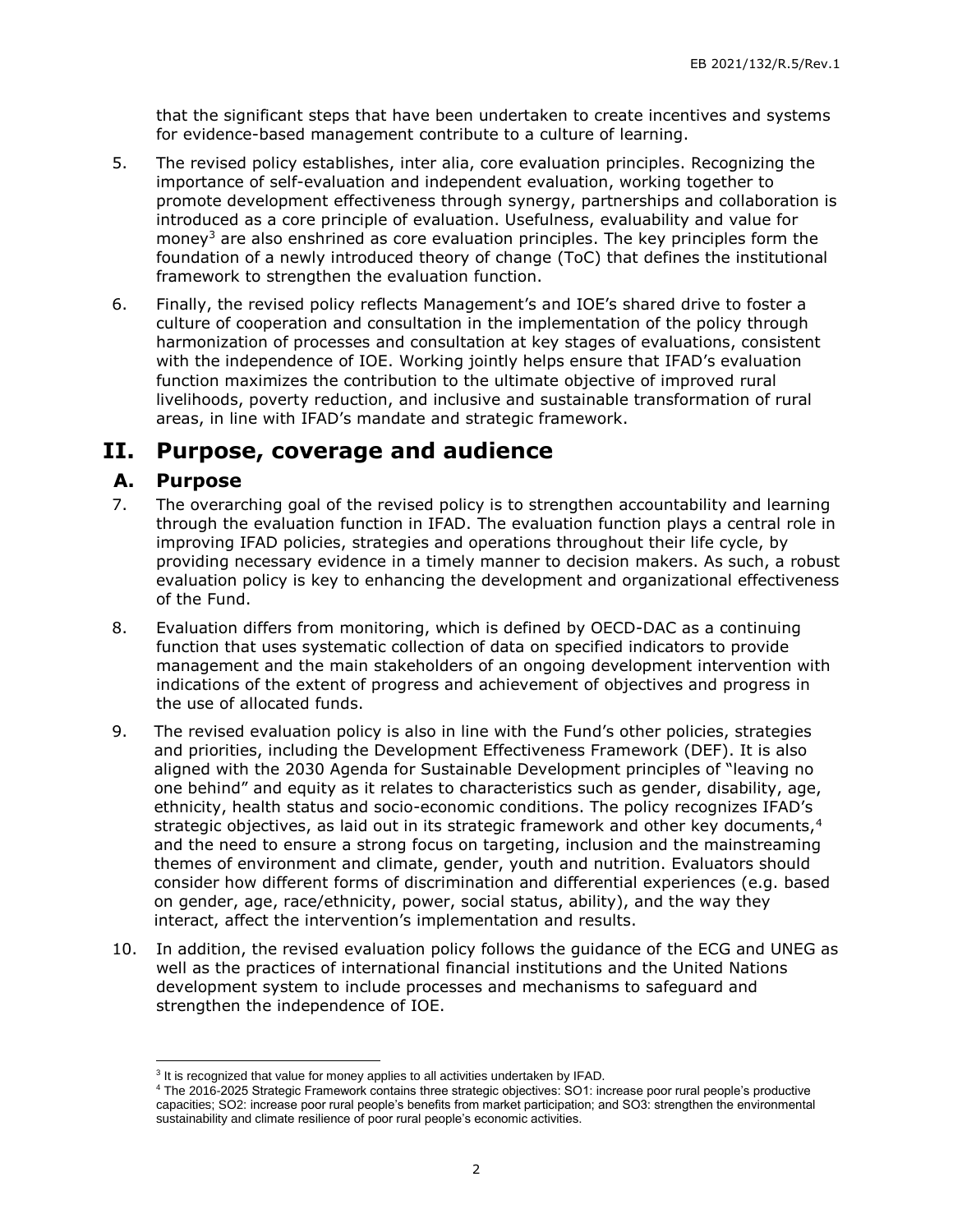that the significant steps that have been undertaken to create incentives and systems for evidence-based management contribute to a culture of learning.

5. The revised policy establishes, inter alia, core evaluation principles. Recognizing the importance of self-evaluation and independent evaluation, working together to promote development effectiveness through synergy, partnerships and collaboration is introduced as a core principle of evaluation. Usefulness, evaluability and value for money[3] are also enshrined as core evaluation principles. The key principles form the foundation of a newly introduced theory of change (ToC) that defines the institutional framework to strengthen the evaluation function.

6. Finally, the revised policy reflects Management's and IOE's shared drive to foster a culture of cooperation and consultation in the implementation of the policy through harmonization of processes and consultation at key stages of evaluations, consistent with the independence of IOE. Working jointly helps ensure that IFAD's evaluation function maximizes the contribution to the ultimate objective of improved rural livelihoods, poverty reduction, and inclusive and sustainable transformation of rural areas, in line with IFAD's mandate and strategic framework.

# II. Purpose, coverage and audience

## A. Purpose

7. The overarching goal of the revised policy is to strengthen accountability and learning through the evaluation function in IFAD. The evaluation function plays a central role in improving IFAD policies, strategies and operations throughout their life cycle, by providing necessary evidence in a timely manner to decision makers. As such, a robust evaluation policy is key to enhancing the development and organizational effectiveness of the Fund.

8. Evaluation differs from monitoring, which is defined by OECD-DAC as a continuing function that uses systematic collection of data on specified indicators to provide management and the main stakeholders of an ongoing development intervention with indications of the extent of progress and achievement of objectives and progress in the use of allocated funds.

9. The revised evaluation policy is also in line with the Fund's other policies, strategies and priorities, including the Development Effectiveness Framework (DEF). It is also aligned with the 2030 Agenda for Sustainable Development principles of "leaving no one behind" and equity as it relates to characteristics such as gender, disability, age, ethnicity, health status and socio-economic conditions. The policy recognizes IFAD's strategic objectives, as laid out in its strategic framework and other key documents,[4] and the need to ensure a strong focus on targeting, inclusion and the mainstreaming themes of environment and climate, gender, youth and nutrition. Evaluators should consider how different forms of discrimination and differential experiences (e.g. based on gender, age, race/ethnicity, power, social status, ability), and the way they interact, affect the intervention's implementation and results.

10. In addition, the revised evaluation policy follows the guidance of the ECG and UNEG as well as the practices of international financial institutions and the United Nations development system to include processes and mechanisms to safeguard and strengthen the independence of IOE.

---

[3] It is recognized that value for money applies to all activities undertaken by IFAD.

[4] The 2016-2025 Strategic Framework contains three strategic objectives: SO1: increase poor rural people's productive capacities; SO2: increase poor rural people's benefits from market participation; and SO3: strengthen the environmental sustainability and climate resilience of poor rural people's economic activities.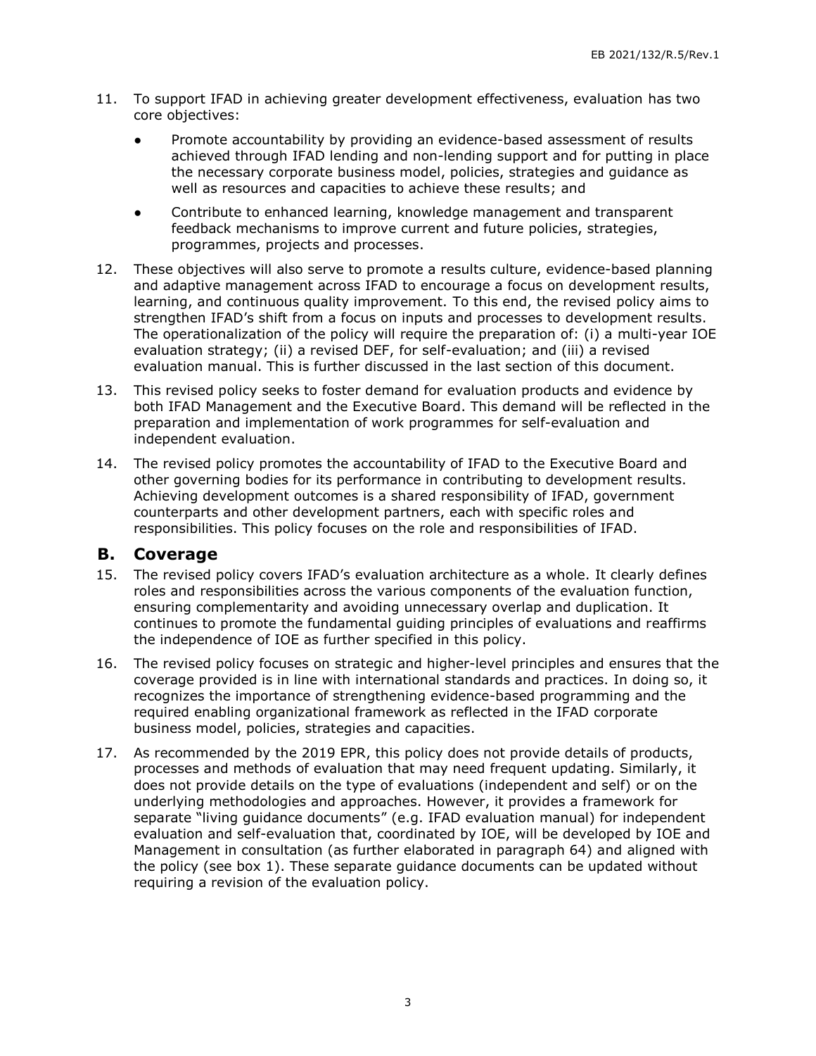11. To support IFAD in achieving greater development effectiveness, evaluation has two core objectives:

    - Promote accountability by providing an evidence-based assessment of results achieved through IFAD lending and non-lending support and for putting in place the necessary corporate business model, policies, strategies and guidance as well as resources and capacities to achieve these results; and
    - Contribute to enhanced learning, knowledge management and transparent feedback mechanisms to improve current and future policies, strategies, programmes, projects and processes.

12. These objectives will also serve to promote a results culture, evidence-based planning and adaptive management across IFAD to encourage a focus on development results, learning, and continuous quality improvement. To this end, the revised policy aims to strengthen IFAD's shift from a focus on inputs and processes to development results. The operationalization of the policy will require the preparation of: (i) a multi-year IOE evaluation strategy; (ii) a revised DEF, for self-evaluation; and (iii) a revised evaluation manual. This is further discussed in the last section of this document.

13. This revised policy seeks to foster demand for evaluation products and evidence by both IFAD Management and the Executive Board. This demand will be reflected in the preparation and implementation of work programmes for self-evaluation and independent evaluation.

14. The revised policy promotes the accountability of IFAD to the Executive Board and other governing bodies for its performance in contributing to development results. Achieving development outcomes is a shared responsibility of IFAD, government counterparts and other development partners, each with specific roles and responsibilities. This policy focuses on the role and responsibilities of IFAD.

## B. Coverage

15. The revised policy covers IFAD's evaluation architecture as a whole. It clearly defines roles and responsibilities across the various components of the evaluation function, ensuring complementarity and avoiding unnecessary overlap and duplication. It continues to promote the fundamental guiding principles of evaluations and reaffirms the independence of IOE as further specified in this policy.

16. The revised policy focuses on strategic and higher-level principles and ensures that the coverage provided is in line with international standards and practices. In doing so, it recognizes the importance of strengthening evidence-based programming and the required enabling organizational framework as reflected in the IFAD corporate business model, policies, strategies and capacities.

17. As recommended by the 2019 EPR, this policy does not provide details of products, processes and methods of evaluation that may need frequent updating. Similarly, it does not provide details on the type of evaluations (independent and self) or on the underlying methodologies and approaches. However, it provides a framework for separate "living guidance documents" (e.g. IFAD evaluation manual) for independent evaluation and self-evaluation that, coordinated by IOE, will be developed by IOE and Management in consultation (as further elaborated in paragraph 64) and aligned with the policy (see box 1). These separate guidance documents can be updated without requiring a revision of the evaluation policy.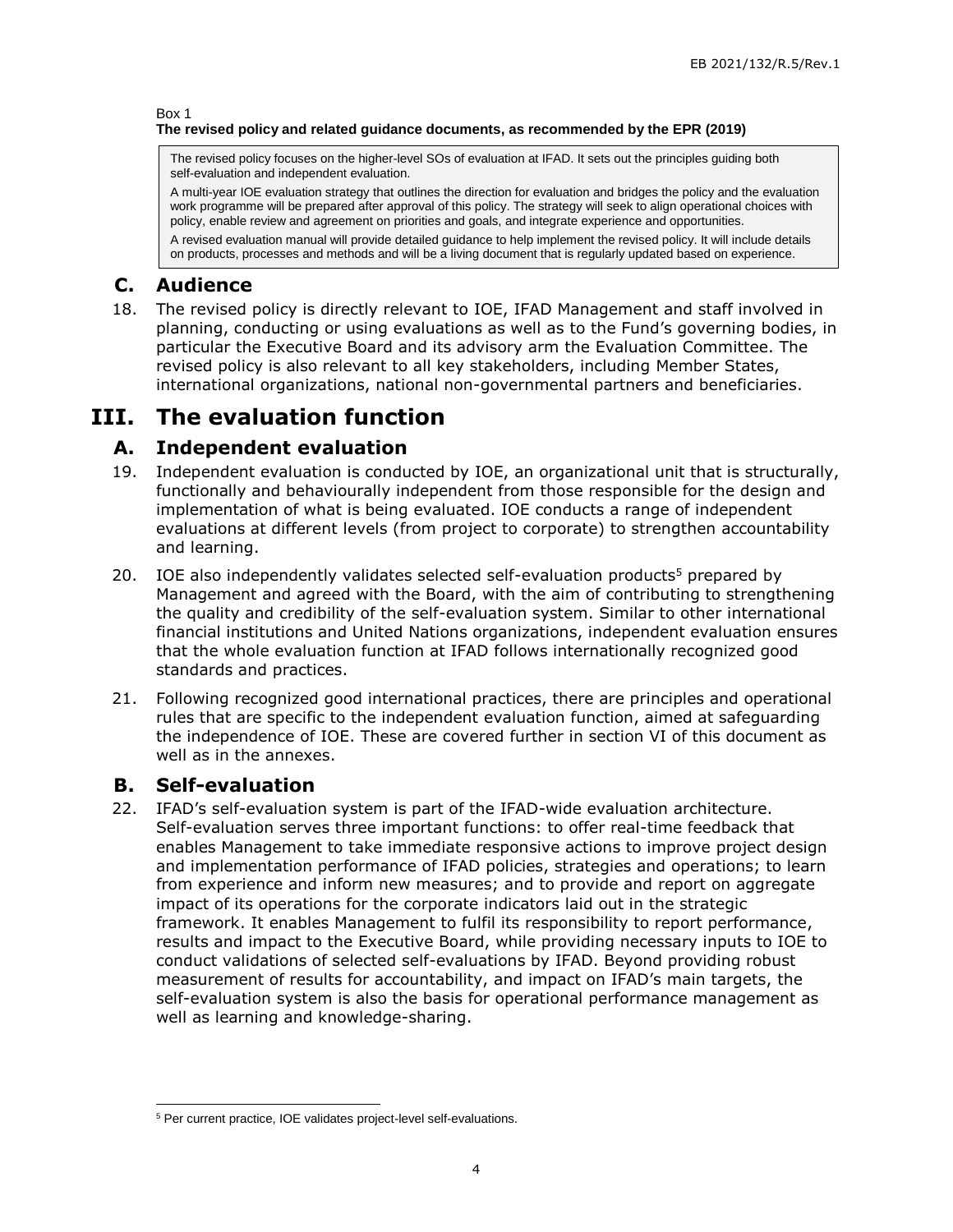Box 1

**The revised policy and related guidance documents, as recommended by the EPR (2019)**

> The revised policy focuses on the higher-level SOs of evaluation at IFAD. It sets out the principles guiding both self-evaluation and independent evaluation.
>
> A multi-year IOE evaluation strategy that outlines the direction for evaluation and bridges the policy and the evaluation work programme will be prepared after approval of this policy. The strategy will seek to align operational choices with policy, enable review and agreement on priorities and goals, and integrate experience and opportunities.
>
> A revised evaluation manual will provide detailed guidance to help implement the revised policy. It will include details on products, processes and methods and will be a living document that is regularly updated based on experience.

## C. Audience

18. The revised policy is directly relevant to IOE, IFAD Management and staff involved in planning, conducting or using evaluations as well as to the Fund's governing bodies, in particular the Executive Board and its advisory arm the Evaluation Committee. The revised policy is also relevant to all key stakeholders, including Member States, international organizations, national non-governmental partners and beneficiaries.

# III. The evaluation function

## A. Independent evaluation

19. Independent evaluation is conducted by IOE, an organizational unit that is structurally, functionally and behaviourally independent from those responsible for the design and implementation of what is being evaluated. IOE conducts a range of independent evaluations at different levels (from project to corporate) to strengthen accountability and learning.

20. IOE also independently validates selected self-evaluation products[5] prepared by Management and agreed with the Board, with the aim of contributing to strengthening the quality and credibility of the self-evaluation system. Similar to other international financial institutions and United Nations organizations, independent evaluation ensures that the whole evaluation function at IFAD follows internationally recognized good standards and practices.

21. Following recognized good international practices, there are principles and operational rules that are specific to the independent evaluation function, aimed at safeguarding the independence of IOE. These are covered further in section VI of this document as well as in the annexes.

## B. Self-evaluation

22. IFAD's self-evaluation system is part of the IFAD-wide evaluation architecture. Self-evaluation serves three important functions: to offer real-time feedback that enables Management to take immediate responsive actions to improve project design and implementation performance of IFAD policies, strategies and operations; to learn from experience and inform new measures; and to provide and report on aggregate impact of its operations for the corporate indicators laid out in the strategic framework. It enables Management to fulfil its responsibility to report performance, results and impact to the Executive Board, while providing necessary inputs to IOE to conduct validations of selected self-evaluations by IFAD. Beyond providing robust measurement of results for accountability, and impact on IFAD's main targets, the self-evaluation system is also the basis for operational performance management as well as learning and knowledge-sharing.

---

[5] Per current practice, IOE validates project-level self-evaluations.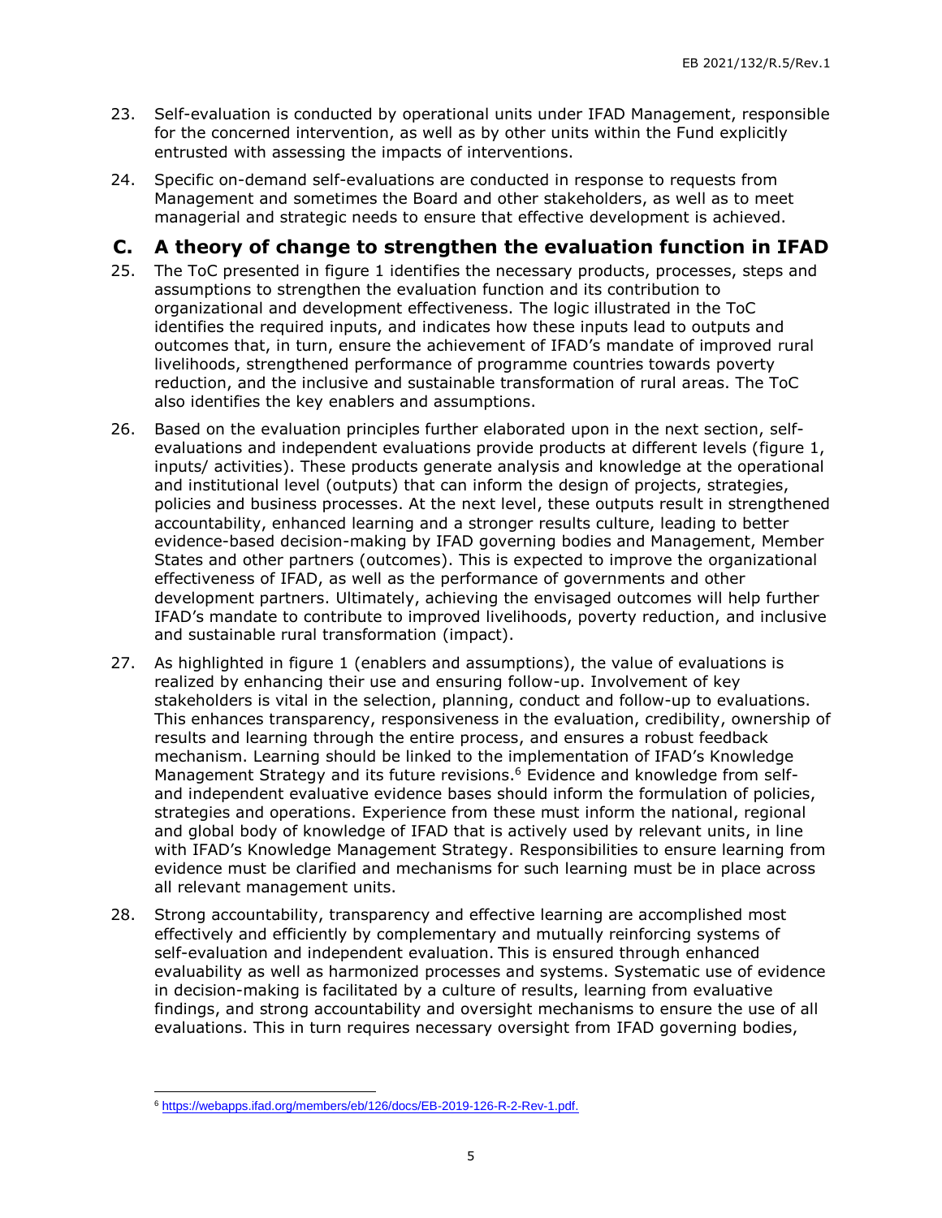23. Self-evaluation is conducted by operational units under IFAD Management, responsible for the concerned intervention, as well as by other units within the Fund explicitly entrusted with assessing the impacts of interventions.

24. Specific on-demand self-evaluations are conducted in response to requests from Management and sometimes the Board and other stakeholders, as well as to meet managerial and strategic needs to ensure that effective development is achieved.

## C. A theory of change to strengthen the evaluation function in IFAD

25. The ToC presented in figure 1 identifies the necessary products, processes, steps and assumptions to strengthen the evaluation function and its contribution to organizational and development effectiveness. The logic illustrated in the ToC identifies the required inputs, and indicates how these inputs lead to outputs and outcomes that, in turn, ensure the achievement of IFAD's mandate of improved rural livelihoods, strengthened performance of programme countries towards poverty reduction, and the inclusive and sustainable transformation of rural areas. The ToC also identifies the key enablers and assumptions.

26. Based on the evaluation principles further elaborated upon in the next section, self-evaluations and independent evaluations provide products at different levels (figure 1, inputs/ activities). These products generate analysis and knowledge at the operational and institutional level (outputs) that can inform the design of projects, strategies, policies and business processes. At the next level, these outputs result in strengthened accountability, enhanced learning and a stronger results culture, leading to better evidence-based decision-making by IFAD governing bodies and Management, Member States and other partners (outcomes). This is expected to improve the organizational effectiveness of IFAD, as well as the performance of governments and other development partners. Ultimately, achieving the envisaged outcomes will help further IFAD's mandate to contribute to improved livelihoods, poverty reduction, and inclusive and sustainable rural transformation (impact).

27. As highlighted in figure 1 (enablers and assumptions), the value of evaluations is realized by enhancing their use and ensuring follow-up. Involvement of key stakeholders is vital in the selection, planning, conduct and follow-up to evaluations. This enhances transparency, responsiveness in the evaluation, credibility, ownership of results and learning through the entire process, and ensures a robust feedback mechanism. Learning should be linked to the implementation of IFAD's Knowledge Management Strategy and its future revisions.[6] Evidence and knowledge from self- and independent evaluative evidence bases should inform the formulation of policies, strategies and operations. Experience from these must inform the national, regional and global body of knowledge of IFAD that is actively used by relevant units, in line with IFAD's Knowledge Management Strategy. Responsibilities to ensure learning from evidence must be clarified and mechanisms for such learning must be in place across all relevant management units.

28. Strong accountability, transparency and effective learning are accomplished most effectively and efficiently by complementary and mutually reinforcing systems of self-evaluation and independent evaluation. This is ensured through enhanced evaluability as well as harmonized processes and systems. Systematic use of evidence in decision-making is facilitated by a culture of results, learning from evaluative findings, and strong accountability and oversight mechanisms to ensure the use of all evaluations. This in turn requires necessary oversight from IFAD governing bodies,

---

[6] https://webapps.ifad.org/members/eb/126/docs/EB-2019-126-R-2-Rev-1.pdf.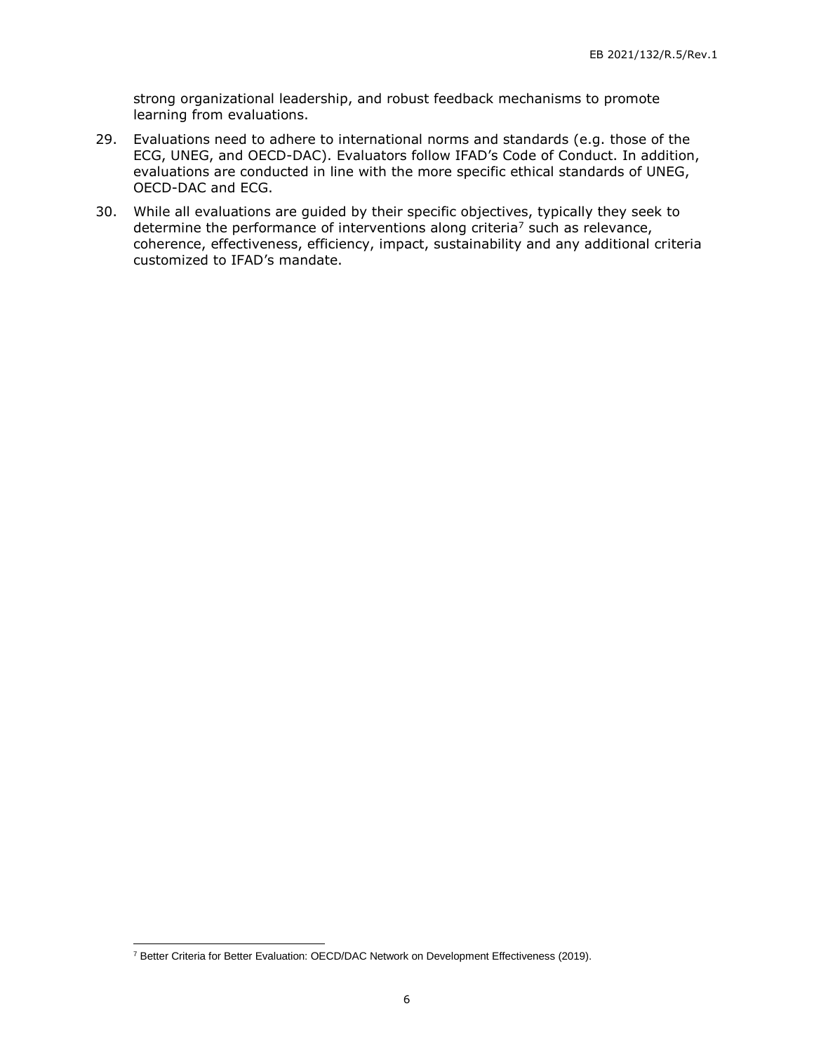strong organizational leadership, and robust feedback mechanisms to promote learning from evaluations.

29. Evaluations need to adhere to international norms and standards (e.g. those of the ECG, UNEG, and OECD-DAC). Evaluators follow IFAD's Code of Conduct. In addition, evaluations are conducted in line with the more specific ethical standards of UNEG, OECD-DAC and ECG.

30. While all evaluations are guided by their specific objectives, typically they seek to determine the performance of interventions along criteria[7] such as relevance, coherence, effectiveness, efficiency, impact, sustainability and any additional criteria customized to IFAD's mandate.

---

[7] Better Criteria for Better Evaluation: OECD/DAC Network on Development Effectiveness (2019).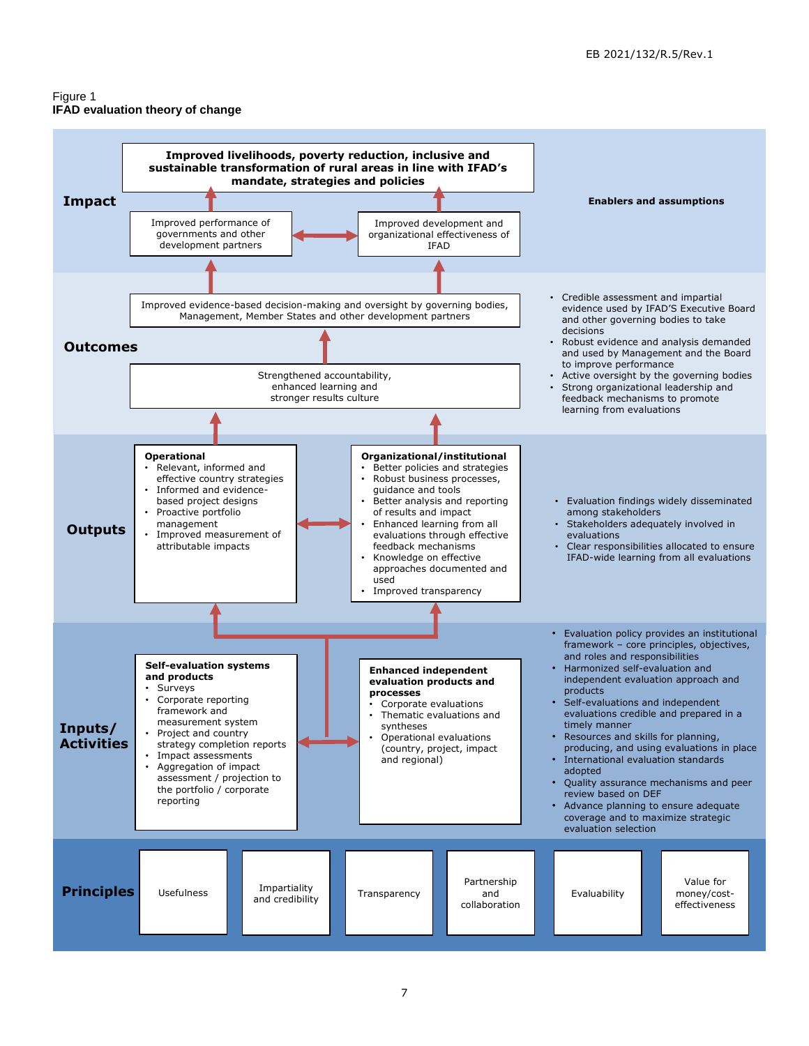Figure 1
**IFAD evaluation theory of change**

## Impact

**Improved livelihoods, poverty reduction, inclusive and sustainable transformation of rural areas in line with IFAD's mandate, strategies and policies**

- Improved performance of governments and other development partners
- Improved development and organizational effectiveness of IFAD

**Enablers and assumptions**

## Outcomes

- Improved evidence-based decision-making and oversight by governing bodies, Management, Member States and other development partners
- Strengthened accountability, enhanced learning and stronger results culture

Enablers and assumptions:

- Credible assessment and impartial evidence used by IFAD'S Executive Board and other governing bodies to take decisions
- Robust evidence and analysis demanded and used by Management and the Board to improve performance
- Active oversight by the governing bodies
- Strong organizational leadership and feedback mechanisms to promote learning from evaluations

## Outputs

**Operational**

- Relevant, informed and effective country strategies
- Informed and evidence-based project designs
- Proactive portfolio management
- Improved measurement of attributable impacts

**Organizational/institutional**

- Better policies and strategies
- Robust business processes, guidance and tools
- Better analysis and reporting of results and impact
- Enhanced learning from all evaluations through effective feedback mechanisms
- Knowledge on effective approaches documented and used
- Improved transparency

Enablers and assumptions:

- Evaluation findings widely disseminated among stakeholders
- Stakeholders adequately involved in evaluations
- Clear responsibilities allocated to ensure IFAD-wide learning from all evaluations

## Inputs/Activities

**Self-evaluation systems and products**

- Surveys
- Corporate reporting framework and measurement system
- Project and country strategy completion reports
- Impact assessments
- Aggregation of impact assessment / projection to the portfolio / corporate reporting

**Enhanced independent evaluation products and processes**

- Corporate evaluations
- Thematic evaluations and syntheses
- Operational evaluations (country, project, impact and regional)

Enablers and assumptions:

- Evaluation policy provides an institutional framework – core principles, objectives, and roles and responsibilities
- Harmonized self-evaluation and independent evaluation approach and products
- Self-evaluations and independent evaluations credible and prepared in a timely manner
- Resources and skills for planning, producing, and using evaluations in place
- International evaluation standards adopted
- Quality assurance mechanisms and peer review based on DEF
- Advance planning to ensure adequate coverage and to maximize strategic evaluation selection

## Principles

| Usefulness | Impartiality and credibility | Transparency | Partnership and collaboration | Evaluability | Value for money/cost-effectiveness |
|---|---|---|---|---|---|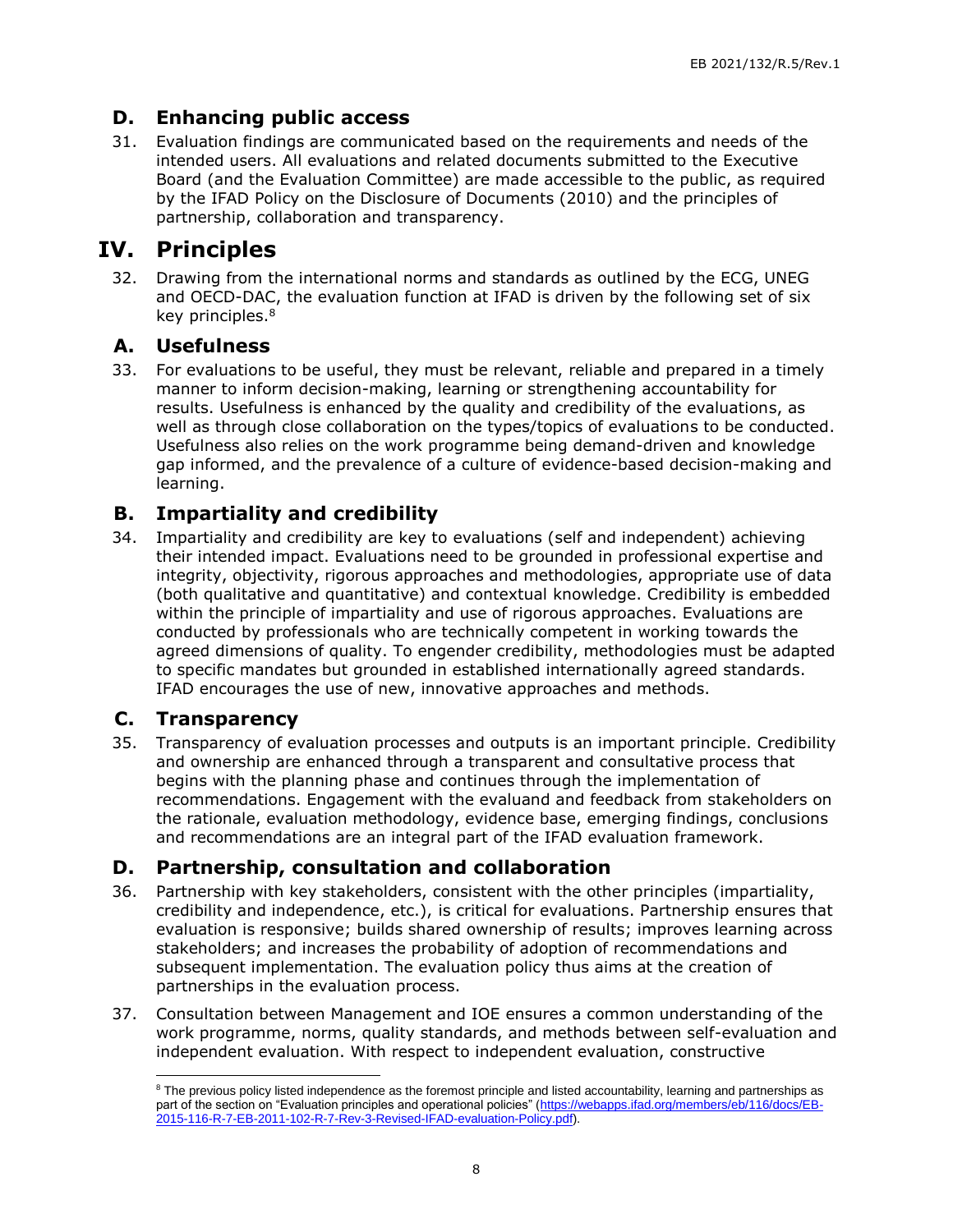### D. Enhancing public access

31. Evaluation findings are communicated based on the requirements and needs of the intended users. All evaluations and related documents submitted to the Executive Board (and the Evaluation Committee) are made accessible to the public, as required by the IFAD Policy on the Disclosure of Documents (2010) and the principles of partnership, collaboration and transparency.

## IV. Principles

32. Drawing from the international norms and standards as outlined by the ECG, UNEG and OECD-DAC, the evaluation function at IFAD is driven by the following set of six key principles.[8]

### A. Usefulness

33. For evaluations to be useful, they must be relevant, reliable and prepared in a timely manner to inform decision-making, learning or strengthening accountability for results. Usefulness is enhanced by the quality and credibility of the evaluations, as well as through close collaboration on the types/topics of evaluations to be conducted. Usefulness also relies on the work programme being demand-driven and knowledge gap informed, and the prevalence of a culture of evidence-based decision-making and learning.

### B. Impartiality and credibility

34. Impartiality and credibility are key to evaluations (self and independent) achieving their intended impact. Evaluations need to be grounded in professional expertise and integrity, objectivity, rigorous approaches and methodologies, appropriate use of data (both qualitative and quantitative) and contextual knowledge. Credibility is embedded within the principle of impartiality and use of rigorous approaches. Evaluations are conducted by professionals who are technically competent in working towards the agreed dimensions of quality. To engender credibility, methodologies must be adapted to specific mandates but grounded in established internationally agreed standards. IFAD encourages the use of new, innovative approaches and methods.

### C. Transparency

35. Transparency of evaluation processes and outputs is an important principle. Credibility and ownership are enhanced through a transparent and consultative process that begins with the planning phase and continues through the implementation of recommendations. Engagement with the evaluand and feedback from stakeholders on the rationale, evaluation methodology, evidence base, emerging findings, conclusions and recommendations are an integral part of the IFAD evaluation framework.

### D. Partnership, consultation and collaboration

36. Partnership with key stakeholders, consistent with the other principles (impartiality, credibility and independence, etc.), is critical for evaluations. Partnership ensures that evaluation is responsive; builds shared ownership of results; improves learning across stakeholders; and increases the probability of adoption of recommendations and subsequent implementation. The evaluation policy thus aims at the creation of partnerships in the evaluation process.

37. Consultation between Management and IOE ensures a common understanding of the work programme, norms, quality standards, and methods between self-evaluation and independent evaluation. With respect to independent evaluation, constructive

---

[8] The previous policy listed independence as the foremost principle and listed accountability, learning and partnerships as part of the section on "Evaluation principles and operational policies" (https://webapps.ifad.org/members/eb/116/docs/EB-2015-116-R-7-EB-2011-102-R-7-Rev-3-Revised-IFAD-evaluation-Policy.pdf).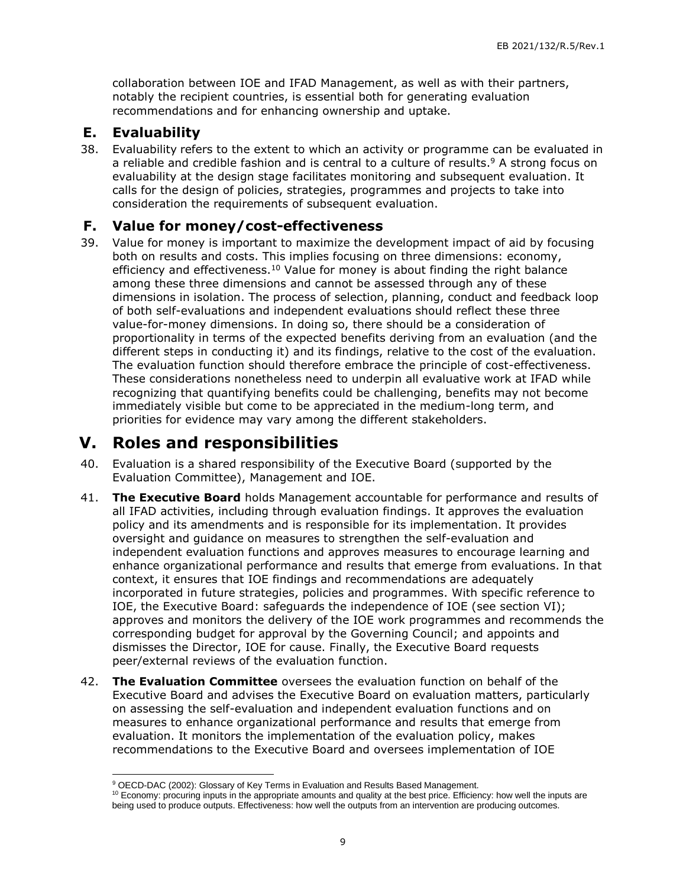collaboration between IOE and IFAD Management, as well as with their partners, notably the recipient countries, is essential both for generating evaluation recommendations and for enhancing ownership and uptake.

### E. Evaluability

38. Evaluability refers to the extent to which an activity or programme can be evaluated in a reliable and credible fashion and is central to a culture of results.[9] A strong focus on evaluability at the design stage facilitates monitoring and subsequent evaluation. It calls for the design of policies, strategies, programmes and projects to take into consideration the requirements of subsequent evaluation.

### F. Value for money/cost-effectiveness

39. Value for money is important to maximize the development impact of aid by focusing both on results and costs. This implies focusing on three dimensions: economy, efficiency and effectiveness.[10] Value for money is about finding the right balance among these three dimensions and cannot be assessed through any of these dimensions in isolation. The process of selection, planning, conduct and feedback loop of both self-evaluations and independent evaluations should reflect these three value-for-money dimensions. In doing so, there should be a consideration of proportionality in terms of the expected benefits deriving from an evaluation (and the different steps in conducting it) and its findings, relative to the cost of the evaluation. The evaluation function should therefore embrace the principle of cost-effectiveness. These considerations nonetheless need to underpin all evaluative work at IFAD while recognizing that quantifying benefits could be challenging, benefits may not become immediately visible but come to be appreciated in the medium-long term, and priorities for evidence may vary among the different stakeholders.

## V. Roles and responsibilities

40. Evaluation is a shared responsibility of the Executive Board (supported by the Evaluation Committee), Management and IOE.

41. **The Executive Board** holds Management accountable for performance and results of all IFAD activities, including through evaluation findings. It approves the evaluation policy and its amendments and is responsible for its implementation. It provides oversight and guidance on measures to strengthen the self-evaluation and independent evaluation functions and approves measures to encourage learning and enhance organizational performance and results that emerge from evaluations. In that context, it ensures that IOE findings and recommendations are adequately incorporated in future strategies, policies and programmes. With specific reference to IOE, the Executive Board: safeguards the independence of IOE (see section VI); approves and monitors the delivery of the IOE work programmes and recommends the corresponding budget for approval by the Governing Council; and appoints and dismisses the Director, IOE for cause. Finally, the Executive Board requests peer/external reviews of the evaluation function.

42. **The Evaluation Committee** oversees the evaluation function on behalf of the Executive Board and advises the Executive Board on evaluation matters, particularly on assessing the self-evaluation and independent evaluation functions and on measures to enhance organizational performance and results that emerge from evaluation. It monitors the implementation of the evaluation policy, makes recommendations to the Executive Board and oversees implementation of IOE

[9] OECD-DAC (2002): Glossary of Key Terms in Evaluation and Results Based Management.

[10] Economy: procuring inputs in the appropriate amounts and quality at the best price. Efficiency: how well the inputs are being used to produce outputs. Effectiveness: how well the outputs from an intervention are producing outcomes.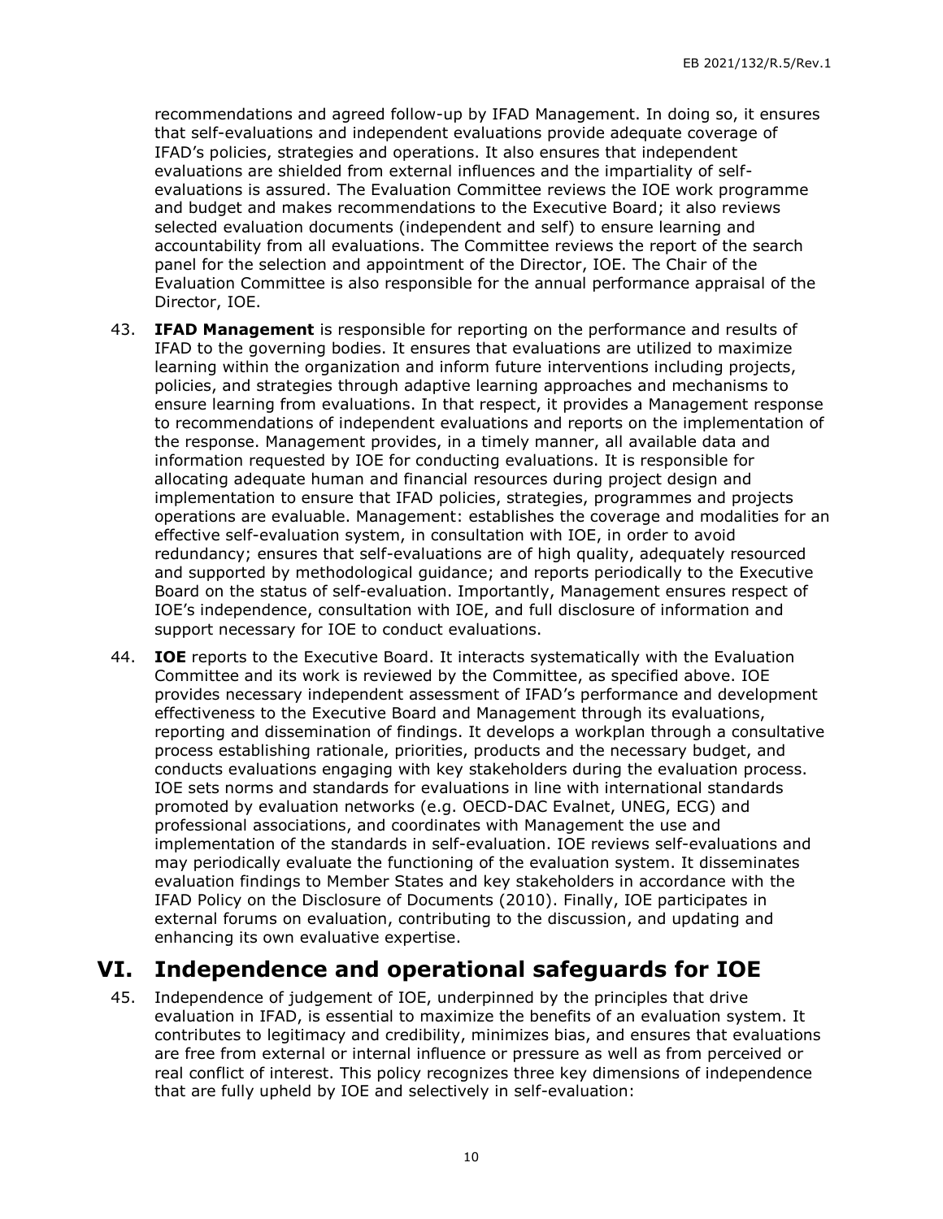recommendations and agreed follow-up by IFAD Management. In doing so, it ensures that self-evaluations and independent evaluations provide adequate coverage of IFAD's policies, strategies and operations. It also ensures that independent evaluations are shielded from external influences and the impartiality of self-evaluations is assured. The Evaluation Committee reviews the IOE work programme and budget and makes recommendations to the Executive Board; it also reviews selected evaluation documents (independent and self) to ensure learning and accountability from all evaluations. The Committee reviews the report of the search panel for the selection and appointment of the Director, IOE. The Chair of the Evaluation Committee is also responsible for the annual performance appraisal of the Director, IOE.

43. **IFAD Management** is responsible for reporting on the performance and results of IFAD to the governing bodies. It ensures that evaluations are utilized to maximize learning within the organization and inform future interventions including projects, policies, and strategies through adaptive learning approaches and mechanisms to ensure learning from evaluations. In that respect, it provides a Management response to recommendations of independent evaluations and reports on the implementation of the response. Management provides, in a timely manner, all available data and information requested by IOE for conducting evaluations. It is responsible for allocating adequate human and financial resources during project design and implementation to ensure that IFAD policies, strategies, programmes and projects operations are evaluable. Management: establishes the coverage and modalities for an effective self-evaluation system, in consultation with IOE, in order to avoid redundancy; ensures that self-evaluations are of high quality, adequately resourced and supported by methodological guidance; and reports periodically to the Executive Board on the status of self-evaluation. Importantly, Management ensures respect of IOE's independence, consultation with IOE, and full disclosure of information and support necessary for IOE to conduct evaluations.

44. **IOE** reports to the Executive Board. It interacts systematically with the Evaluation Committee and its work is reviewed by the Committee, as specified above. IOE provides necessary independent assessment of IFAD's performance and development effectiveness to the Executive Board and Management through its evaluations, reporting and dissemination of findings. It develops a workplan through a consultative process establishing rationale, priorities, products and the necessary budget, and conducts evaluations engaging with key stakeholders during the evaluation process. IOE sets norms and standards for evaluations in line with international standards promoted by evaluation networks (e.g. OECD-DAC Evalnet, UNEG, ECG) and professional associations, and coordinates with Management the use and implementation of the standards in self-evaluation. IOE reviews self-evaluations and may periodically evaluate the functioning of the evaluation system. It disseminates evaluation findings to Member States and key stakeholders in accordance with the IFAD Policy on the Disclosure of Documents (2010). Finally, IOE participates in external forums on evaluation, contributing to the discussion, and updating and enhancing its own evaluative expertise.

# VI. Independence and operational safeguards for IOE

45. Independence of judgement of IOE, underpinned by the principles that drive evaluation in IFAD, is essential to maximize the benefits of an evaluation system. It contributes to legitimacy and credibility, minimizes bias, and ensures that evaluations are free from external or internal influence or pressure as well as from perceived or real conflict of interest. This policy recognizes three key dimensions of independence that are fully upheld by IOE and selectively in self-evaluation: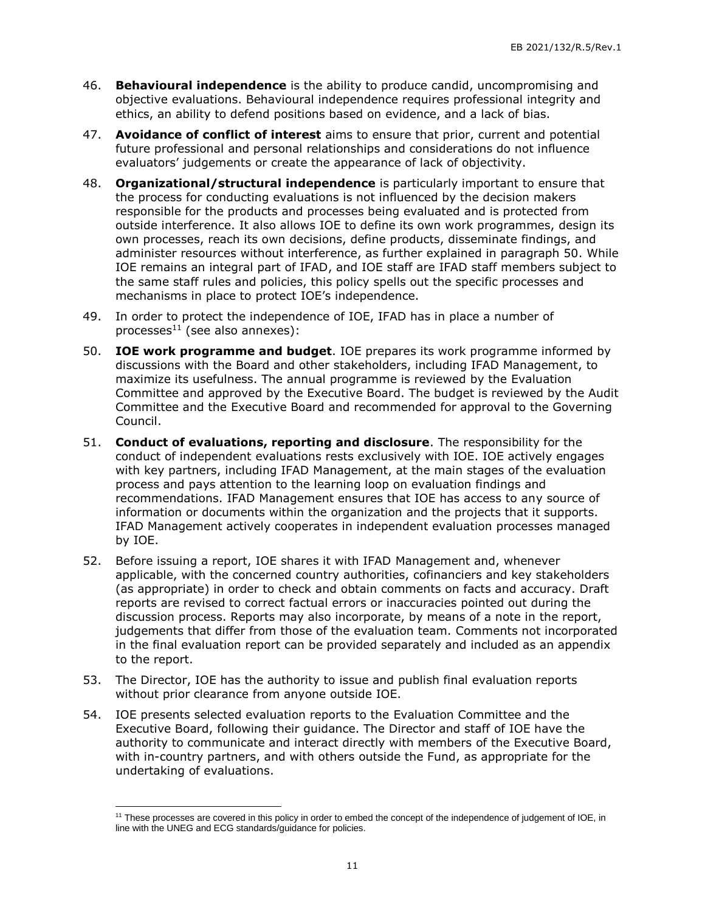46. **Behavioural independence** is the ability to produce candid, uncompromising and objective evaluations. Behavioural independence requires professional integrity and ethics, an ability to defend positions based on evidence, and a lack of bias.

47. **Avoidance of conflict of interest** aims to ensure that prior, current and potential future professional and personal relationships and considerations do not influence evaluators' judgements or create the appearance of lack of objectivity.

48. **Organizational/structural independence** is particularly important to ensure that the process for conducting evaluations is not influenced by the decision makers responsible for the products and processes being evaluated and is protected from outside interference. It also allows IOE to define its own work programmes, design its own processes, reach its own decisions, define products, disseminate findings, and administer resources without interference, as further explained in paragraph 50. While IOE remains an integral part of IFAD, and IOE staff are IFAD staff members subject to the same staff rules and policies, this policy spells out the specific processes and mechanisms in place to protect IOE's independence.

49. In order to protect the independence of IOE, IFAD has in place a number of processes[11] (see also annexes):

50. **IOE work programme and budget**. IOE prepares its work programme informed by discussions with the Board and other stakeholders, including IFAD Management, to maximize its usefulness. The annual programme is reviewed by the Evaluation Committee and approved by the Executive Board. The budget is reviewed by the Audit Committee and the Executive Board and recommended for approval to the Governing Council.

51. **Conduct of evaluations, reporting and disclosure**. The responsibility for the conduct of independent evaluations rests exclusively with IOE. IOE actively engages with key partners, including IFAD Management, at the main stages of the evaluation process and pays attention to the learning loop on evaluation findings and recommendations. IFAD Management ensures that IOE has access to any source of information or documents within the organization and the projects that it supports. IFAD Management actively cooperates in independent evaluation processes managed by IOE.

52. Before issuing a report, IOE shares it with IFAD Management and, whenever applicable, with the concerned country authorities, cofinanciers and key stakeholders (as appropriate) in order to check and obtain comments on facts and accuracy. Draft reports are revised to correct factual errors or inaccuracies pointed out during the discussion process. Reports may also incorporate, by means of a note in the report, judgements that differ from those of the evaluation team. Comments not incorporated in the final evaluation report can be provided separately and included as an appendix to the report.

53. The Director, IOE has the authority to issue and publish final evaluation reports without prior clearance from anyone outside IOE.

54. IOE presents selected evaluation reports to the Evaluation Committee and the Executive Board, following their guidance. The Director and staff of IOE have the authority to communicate and interact directly with members of the Executive Board, with in-country partners, and with others outside the Fund, as appropriate for the undertaking of evaluations.

---

[11] These processes are covered in this policy in order to embed the concept of the independence of judgement of IOE, in line with the UNEG and ECG standards/guidance for policies.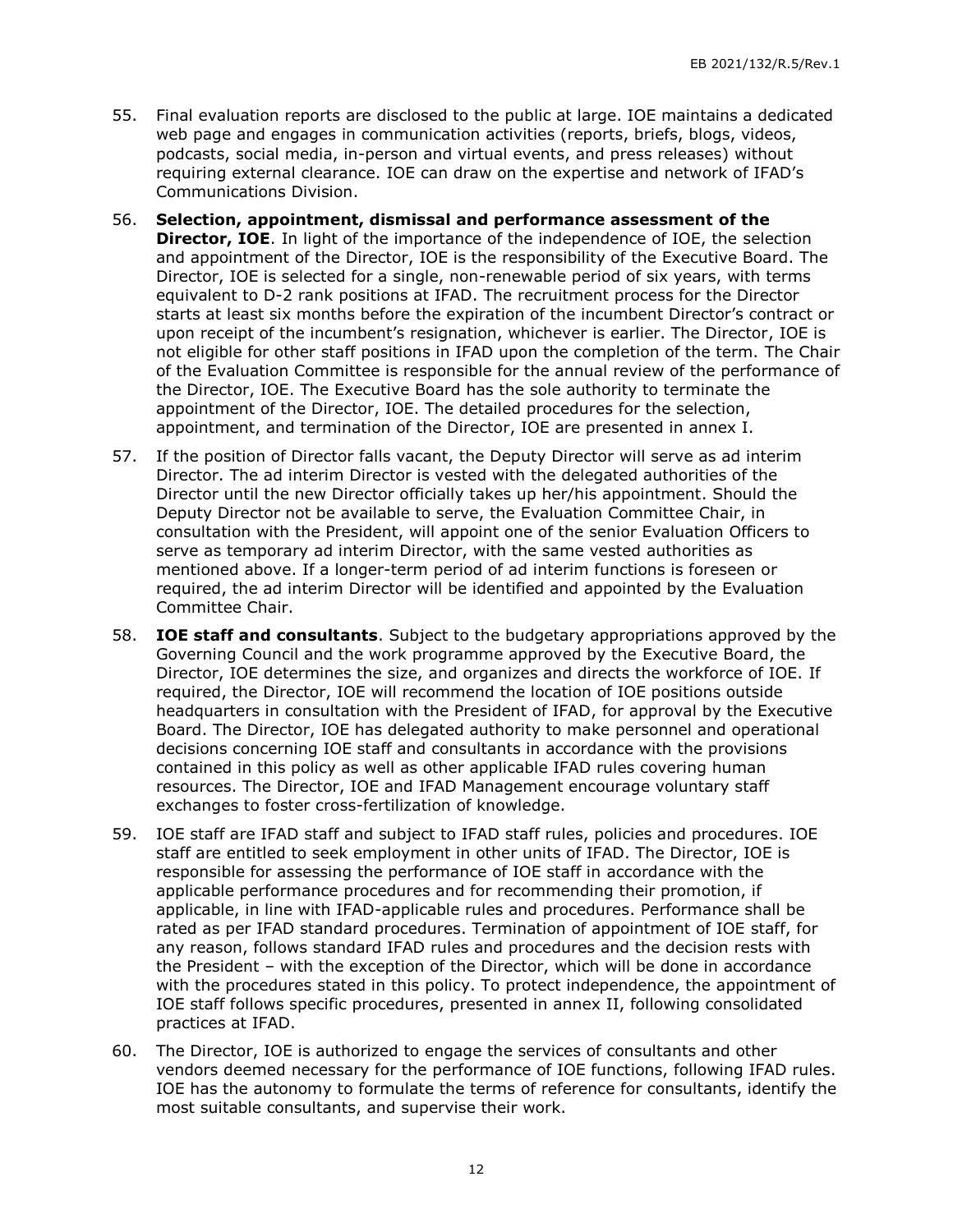55. Final evaluation reports are disclosed to the public at large. IOE maintains a dedicated web page and engages in communication activities (reports, briefs, blogs, videos, podcasts, social media, in-person and virtual events, and press releases) without requiring external clearance. IOE can draw on the expertise and network of IFAD's Communications Division.

56. **Selection, appointment, dismissal and performance assessment of the Director, IOE**. In light of the importance of the independence of IOE, the selection and appointment of the Director, IOE is the responsibility of the Executive Board. The Director, IOE is selected for a single, non-renewable period of six years, with terms equivalent to D-2 rank positions at IFAD. The recruitment process for the Director starts at least six months before the expiration of the incumbent Director's contract or upon receipt of the incumbent's resignation, whichever is earlier. The Director, IOE is not eligible for other staff positions in IFAD upon the completion of the term. The Chair of the Evaluation Committee is responsible for the annual review of the performance of the Director, IOE. The Executive Board has the sole authority to terminate the appointment of the Director, IOE. The detailed procedures for the selection, appointment, and termination of the Director, IOE are presented in annex I.

57. If the position of Director falls vacant, the Deputy Director will serve as ad interim Director. The ad interim Director is vested with the delegated authorities of the Director until the new Director officially takes up her/his appointment. Should the Deputy Director not be available to serve, the Evaluation Committee Chair, in consultation with the President, will appoint one of the senior Evaluation Officers to serve as temporary ad interim Director, with the same vested authorities as mentioned above. If a longer-term period of ad interim functions is foreseen or required, the ad interim Director will be identified and appointed by the Evaluation Committee Chair.

58. **IOE staff and consultants**. Subject to the budgetary appropriations approved by the Governing Council and the work programme approved by the Executive Board, the Director, IOE determines the size, and organizes and directs the workforce of IOE. If required, the Director, IOE will recommend the location of IOE positions outside headquarters in consultation with the President of IFAD, for approval by the Executive Board. The Director, IOE has delegated authority to make personnel and operational decisions concerning IOE staff and consultants in accordance with the provisions contained in this policy as well as other applicable IFAD rules covering human resources. The Director, IOE and IFAD Management encourage voluntary staff exchanges to foster cross-fertilization of knowledge.

59. IOE staff are IFAD staff and subject to IFAD staff rules, policies and procedures. IOE staff are entitled to seek employment in other units of IFAD. The Director, IOE is responsible for assessing the performance of IOE staff in accordance with the applicable performance procedures and for recommending their promotion, if applicable, in line with IFAD-applicable rules and procedures. Performance shall be rated as per IFAD standard procedures. Termination of appointment of IOE staff, for any reason, follows standard IFAD rules and procedures and the decision rests with the President – with the exception of the Director, which will be done in accordance with the procedures stated in this policy. To protect independence, the appointment of IOE staff follows specific procedures, presented in annex II, following consolidated practices at IFAD.

60. The Director, IOE is authorized to engage the services of consultants and other vendors deemed necessary for the performance of IOE functions, following IFAD rules. IOE has the autonomy to formulate the terms of reference for consultants, identify the most suitable consultants, and supervise their work.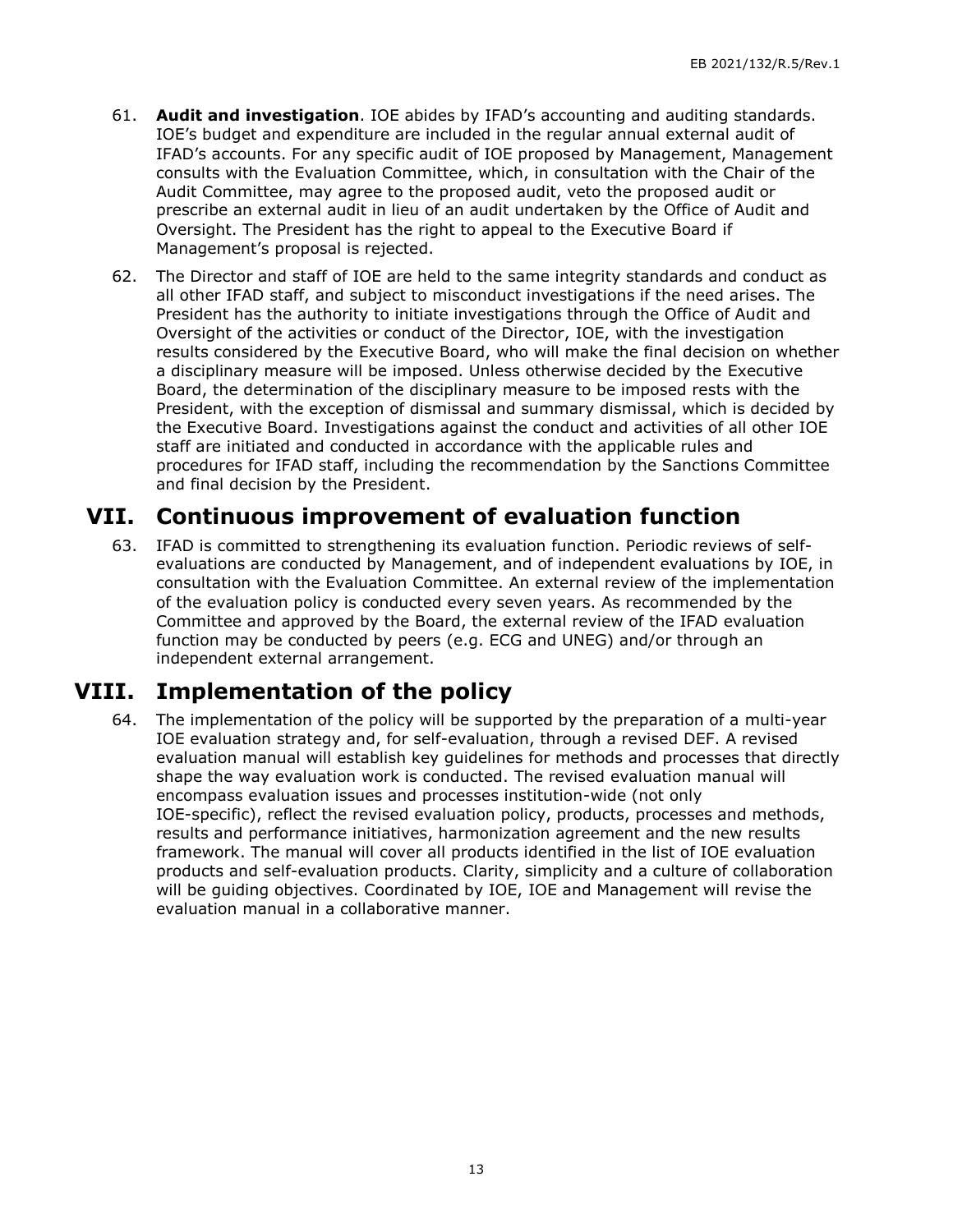61. **Audit and investigation**. IOE abides by IFAD's accounting and auditing standards. IOE's budget and expenditure are included in the regular annual external audit of IFAD's accounts. For any specific audit of IOE proposed by Management, Management consults with the Evaluation Committee, which, in consultation with the Chair of the Audit Committee, may agree to the proposed audit, veto the proposed audit or prescribe an external audit in lieu of an audit undertaken by the Office of Audit and Oversight. The President has the right to appeal to the Executive Board if Management's proposal is rejected.

62. The Director and staff of IOE are held to the same integrity standards and conduct as all other IFAD staff, and subject to misconduct investigations if the need arises. The President has the authority to initiate investigations through the Office of Audit and Oversight of the activities or conduct of the Director, IOE, with the investigation results considered by the Executive Board, who will make the final decision on whether a disciplinary measure will be imposed. Unless otherwise decided by the Executive Board, the determination of the disciplinary measure to be imposed rests with the President, with the exception of dismissal and summary dismissal, which is decided by the Executive Board. Investigations against the conduct and activities of all other IOE staff are initiated and conducted in accordance with the applicable rules and procedures for IFAD staff, including the recommendation by the Sanctions Committee and final decision by the President.

# VII. Continuous improvement of evaluation function

63. IFAD is committed to strengthening its evaluation function. Periodic reviews of self-evaluations are conducted by Management, and of independent evaluations by IOE, in consultation with the Evaluation Committee. An external review of the implementation of the evaluation policy is conducted every seven years. As recommended by the Committee and approved by the Board, the external review of the IFAD evaluation function may be conducted by peers (e.g. ECG and UNEG) and/or through an independent external arrangement.

# VIII. Implementation of the policy

64. The implementation of the policy will be supported by the preparation of a multi-year IOE evaluation strategy and, for self-evaluation, through a revised DEF. A revised evaluation manual will establish key guidelines for methods and processes that directly shape the way evaluation work is conducted. The revised evaluation manual will encompass evaluation issues and processes institution-wide (not only IOE-specific), reflect the revised evaluation policy, products, processes and methods, results and performance initiatives, harmonization agreement and the new results framework. The manual will cover all products identified in the list of IOE evaluation products and self-evaluation products. Clarity, simplicity and a culture of collaboration will be guiding objectives. Coordinated by IOE, IOE and Management will revise the evaluation manual in a collaborative manner.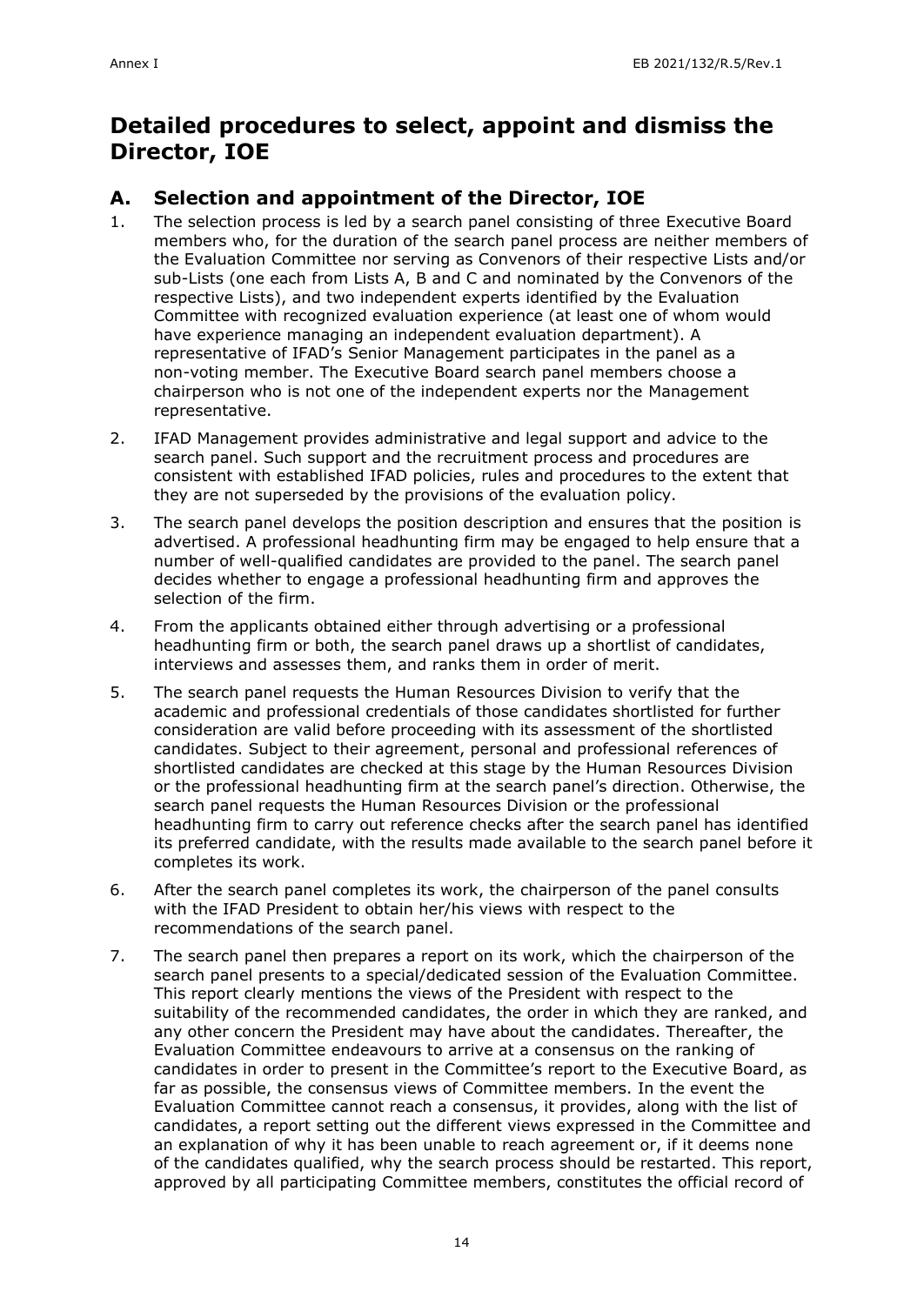# Detailed procedures to select, appoint and dismiss the Director, IOE

## A. Selection and appointment of the Director, IOE

1. The selection process is led by a search panel consisting of three Executive Board members who, for the duration of the search panel process are neither members of the Evaluation Committee nor serving as Convenors of their respective Lists and/or sub-Lists (one each from Lists A, B and C and nominated by the Convenors of the respective Lists), and two independent experts identified by the Evaluation Committee with recognized evaluation experience (at least one of whom would have experience managing an independent evaluation department). A representative of IFAD's Senior Management participates in the panel as a non-voting member. The Executive Board search panel members choose a chairperson who is not one of the independent experts nor the Management representative.

2. IFAD Management provides administrative and legal support and advice to the search panel. Such support and the recruitment process and procedures are consistent with established IFAD policies, rules and procedures to the extent that they are not superseded by the provisions of the evaluation policy.

3. The search panel develops the position description and ensures that the position is advertised. A professional headhunting firm may be engaged to help ensure that a number of well-qualified candidates are provided to the panel. The search panel decides whether to engage a professional headhunting firm and approves the selection of the firm.

4. From the applicants obtained either through advertising or a professional headhunting firm or both, the search panel draws up a shortlist of candidates, interviews and assesses them, and ranks them in order of merit.

5. The search panel requests the Human Resources Division to verify that the academic and professional credentials of those candidates shortlisted for further consideration are valid before proceeding with its assessment of the shortlisted candidates. Subject to their agreement, personal and professional references of shortlisted candidates are checked at this stage by the Human Resources Division or the professional headhunting firm at the search panel's direction. Otherwise, the search panel requests the Human Resources Division or the professional headhunting firm to carry out reference checks after the search panel has identified its preferred candidate, with the results made available to the search panel before it completes its work.

6. After the search panel completes its work, the chairperson of the panel consults with the IFAD President to obtain her/his views with respect to the recommendations of the search panel.

7. The search panel then prepares a report on its work, which the chairperson of the search panel presents to a special/dedicated session of the Evaluation Committee. This report clearly mentions the views of the President with respect to the suitability of the recommended candidates, the order in which they are ranked, and any other concern the President may have about the candidates. Thereafter, the Evaluation Committee endeavours to arrive at a consensus on the ranking of candidates in order to present in the Committee's report to the Executive Board, as far as possible, the consensus views of Committee members. In the event the Evaluation Committee cannot reach a consensus, it provides, along with the list of candidates, a report setting out the different views expressed in the Committee and an explanation of why it has been unable to reach agreement or, if it deems none of the candidates qualified, why the search process should be restarted. This report, approved by all participating Committee members, constitutes the official record of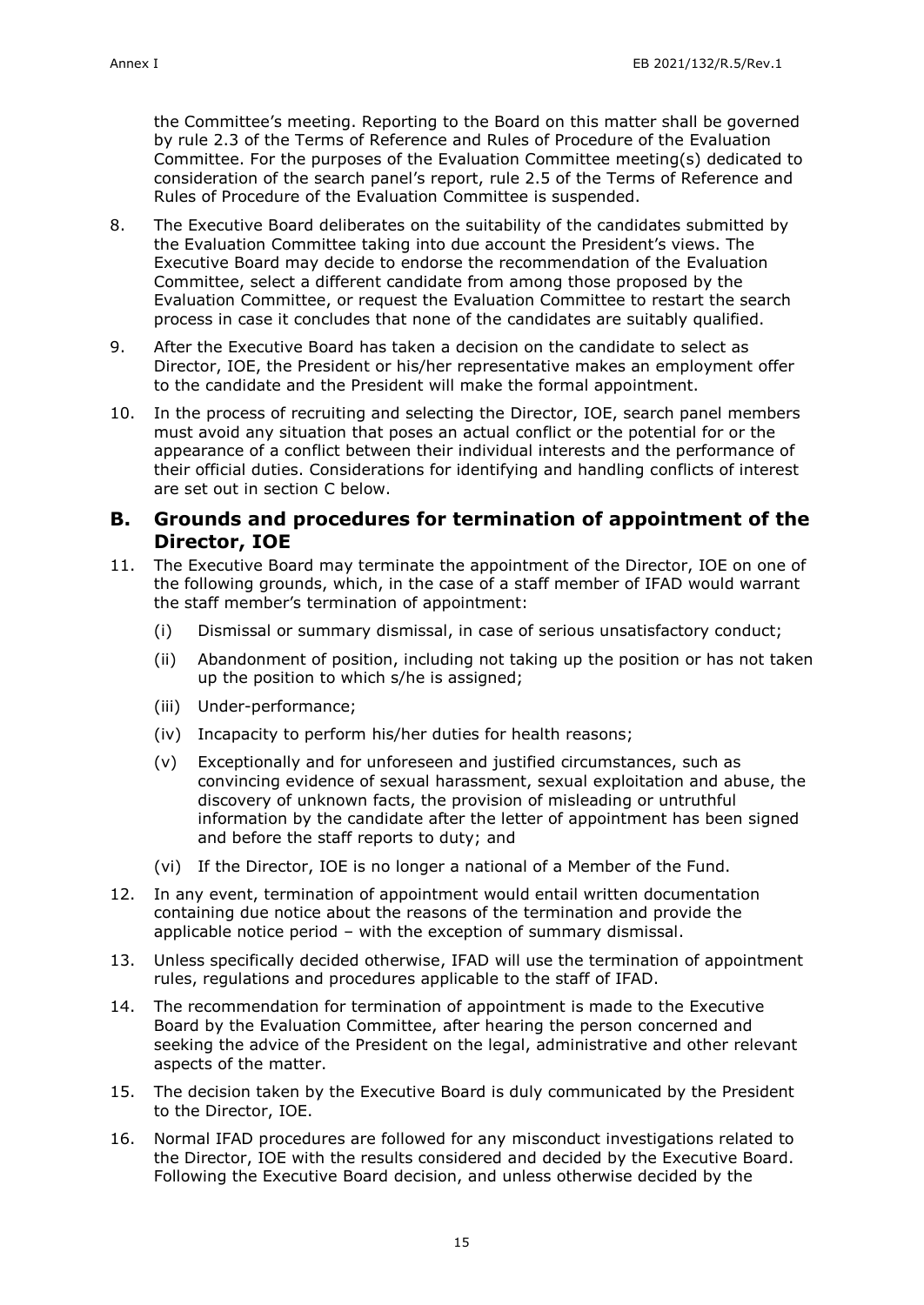the Committee's meeting. Reporting to the Board on this matter shall be governed by rule 2.3 of the Terms of Reference and Rules of Procedure of the Evaluation Committee. For the purposes of the Evaluation Committee meeting(s) dedicated to consideration of the search panel's report, rule 2.5 of the Terms of Reference and Rules of Procedure of the Evaluation Committee is suspended.

8. The Executive Board deliberates on the suitability of the candidates submitted by the Evaluation Committee taking into due account the President's views. The Executive Board may decide to endorse the recommendation of the Evaluation Committee, select a different candidate from among those proposed by the Evaluation Committee, or request the Evaluation Committee to restart the search process in case it concludes that none of the candidates are suitably qualified.

9. After the Executive Board has taken a decision on the candidate to select as Director, IOE, the President or his/her representative makes an employment offer to the candidate and the President will make the formal appointment.

10. In the process of recruiting and selecting the Director, IOE, search panel members must avoid any situation that poses an actual conflict or the potential for or the appearance of a conflict between their individual interests and the performance of their official duties. Considerations for identifying and handling conflicts of interest are set out in section C below.

## B. Grounds and procedures for termination of appointment of the Director, IOE

11. The Executive Board may terminate the appointment of the Director, IOE on one of the following grounds, which, in the case of a staff member of IFAD would warrant the staff member's termination of appointment:

    (i) Dismissal or summary dismissal, in case of serious unsatisfactory conduct;

    (ii) Abandonment of position, including not taking up the position or has not taken up the position to which s/he is assigned;

    (iii) Under-performance;

    (iv) Incapacity to perform his/her duties for health reasons;

    (v) Exceptionally and for unforeseen and justified circumstances, such as convincing evidence of sexual harassment, sexual exploitation and abuse, the discovery of unknown facts, the provision of misleading or untruthful information by the candidate after the letter of appointment has been signed and before the staff reports to duty; and

    (vi) If the Director, IOE is no longer a national of a Member of the Fund.

12. In any event, termination of appointment would entail written documentation containing due notice about the reasons of the termination and provide the applicable notice period – with the exception of summary dismissal.

13. Unless specifically decided otherwise, IFAD will use the termination of appointment rules, regulations and procedures applicable to the staff of IFAD.

14. The recommendation for termination of appointment is made to the Executive Board by the Evaluation Committee, after hearing the person concerned and seeking the advice of the President on the legal, administrative and other relevant aspects of the matter.

15. The decision taken by the Executive Board is duly communicated by the President to the Director, IOE.

16. Normal IFAD procedures are followed for any misconduct investigations related to the Director, IOE with the results considered and decided by the Executive Board. Following the Executive Board decision, and unless otherwise decided by the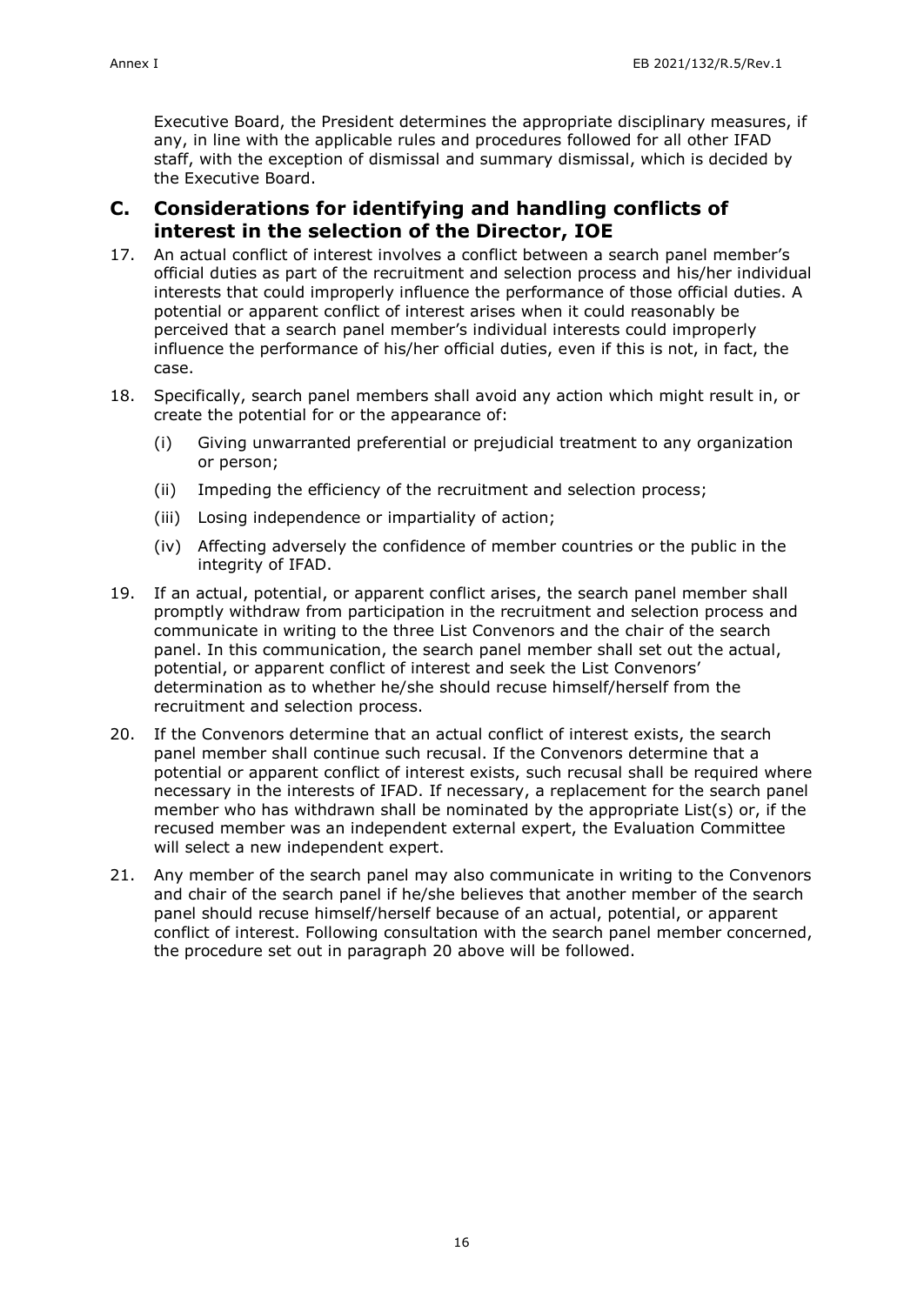Executive Board, the President determines the appropriate disciplinary measures, if any, in line with the applicable rules and procedures followed for all other IFAD staff, with the exception of dismissal and summary dismissal, which is decided by the Executive Board.

## C. Considerations for identifying and handling conflicts of interest in the selection of the Director, IOE

17. An actual conflict of interest involves a conflict between a search panel member's official duties as part of the recruitment and selection process and his/her individual interests that could improperly influence the performance of those official duties. A potential or apparent conflict of interest arises when it could reasonably be perceived that a search panel member's individual interests could improperly influence the performance of his/her official duties, even if this is not, in fact, the case.

18. Specifically, search panel members shall avoid any action which might result in, or create the potential for or the appearance of:

    (i) Giving unwarranted preferential or prejudicial treatment to any organization or person;

    (ii) Impeding the efficiency of the recruitment and selection process;

    (iii) Losing independence or impartiality of action;

    (iv) Affecting adversely the confidence of member countries or the public in the integrity of IFAD.

19. If an actual, potential, or apparent conflict arises, the search panel member shall promptly withdraw from participation in the recruitment and selection process and communicate in writing to the three List Convenors and the chair of the search panel. In this communication, the search panel member shall set out the actual, potential, or apparent conflict of interest and seek the List Convenors' determination as to whether he/she should recuse himself/herself from the recruitment and selection process.

20. If the Convenors determine that an actual conflict of interest exists, the search panel member shall continue such recusal. If the Convenors determine that a potential or apparent conflict of interest exists, such recusal shall be required where necessary in the interests of IFAD. If necessary, a replacement for the search panel member who has withdrawn shall be nominated by the appropriate List(s) or, if the recused member was an independent external expert, the Evaluation Committee will select a new independent expert.

21. Any member of the search panel may also communicate in writing to the Convenors and chair of the search panel if he/she believes that another member of the search panel should recuse himself/herself because of an actual, potential, or apparent conflict of interest. Following consultation with the search panel member concerned, the procedure set out in paragraph 20 above will be followed.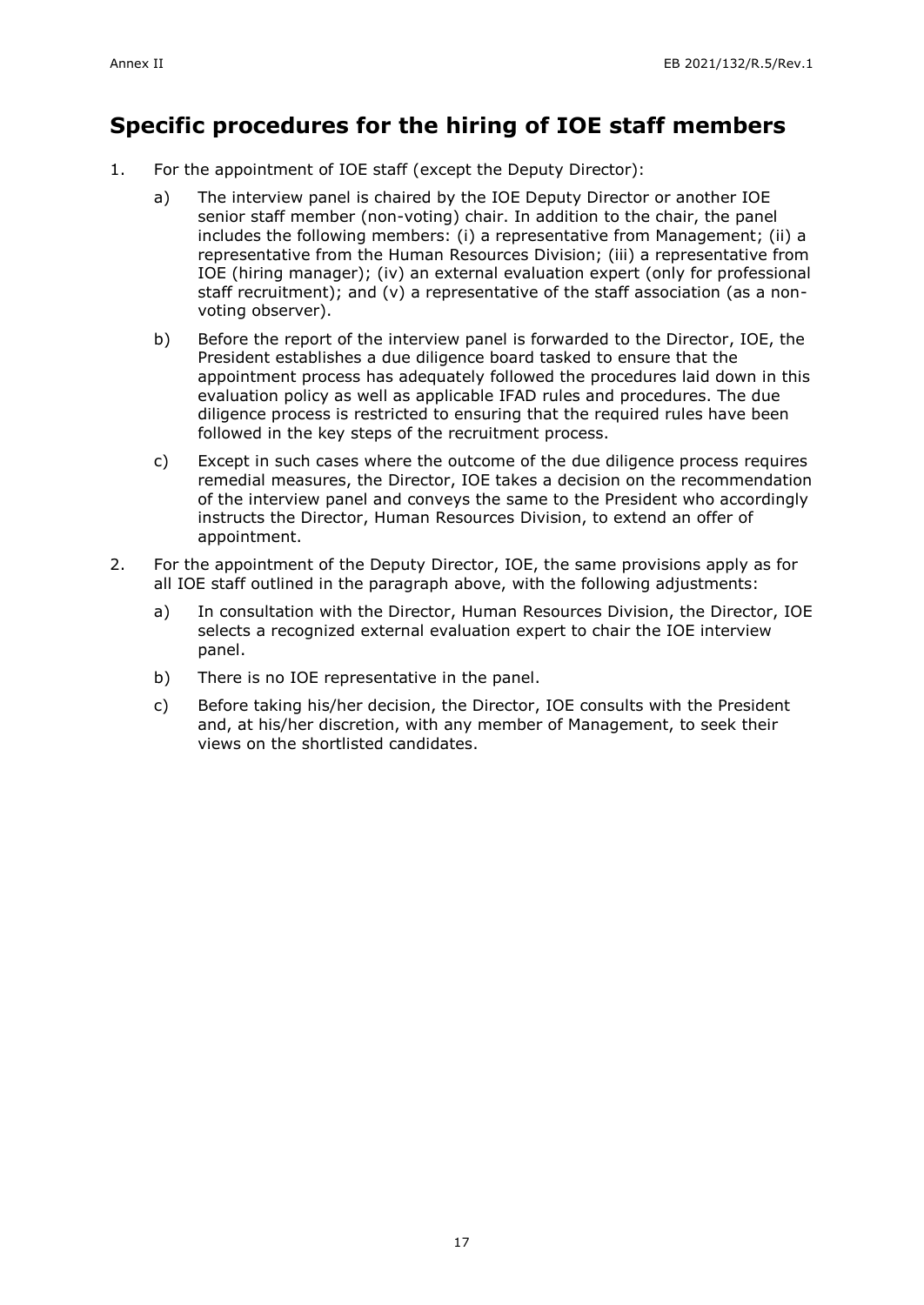## Specific procedures for the hiring of IOE staff members

1. For the appointment of IOE staff (except the Deputy Director):

   a) The interview panel is chaired by the IOE Deputy Director or another IOE senior staff member (non-voting) chair. In addition to the chair, the panel includes the following members: (i) a representative from Management; (ii) a representative from the Human Resources Division; (iii) a representative from IOE (hiring manager); (iv) an external evaluation expert (only for professional staff recruitment); and (v) a representative of the staff association (as a non-voting observer).

   b) Before the report of the interview panel is forwarded to the Director, IOE, the President establishes a due diligence board tasked to ensure that the appointment process has adequately followed the procedures laid down in this evaluation policy as well as applicable IFAD rules and procedures. The due diligence process is restricted to ensuring that the required rules have been followed in the key steps of the recruitment process.

   c) Except in such cases where the outcome of the due diligence process requires remedial measures, the Director, IOE takes a decision on the recommendation of the interview panel and conveys the same to the President who accordingly instructs the Director, Human Resources Division, to extend an offer of appointment.

2. For the appointment of the Deputy Director, IOE, the same provisions apply as for all IOE staff outlined in the paragraph above, with the following adjustments:

   a) In consultation with the Director, Human Resources Division, the Director, IOE selects a recognized external evaluation expert to chair the IOE interview panel.

   b) There is no IOE representative in the panel.

   c) Before taking his/her decision, the Director, IOE consults with the President and, at his/her discretion, with any member of Management, to seek their views on the shortlisted candidates.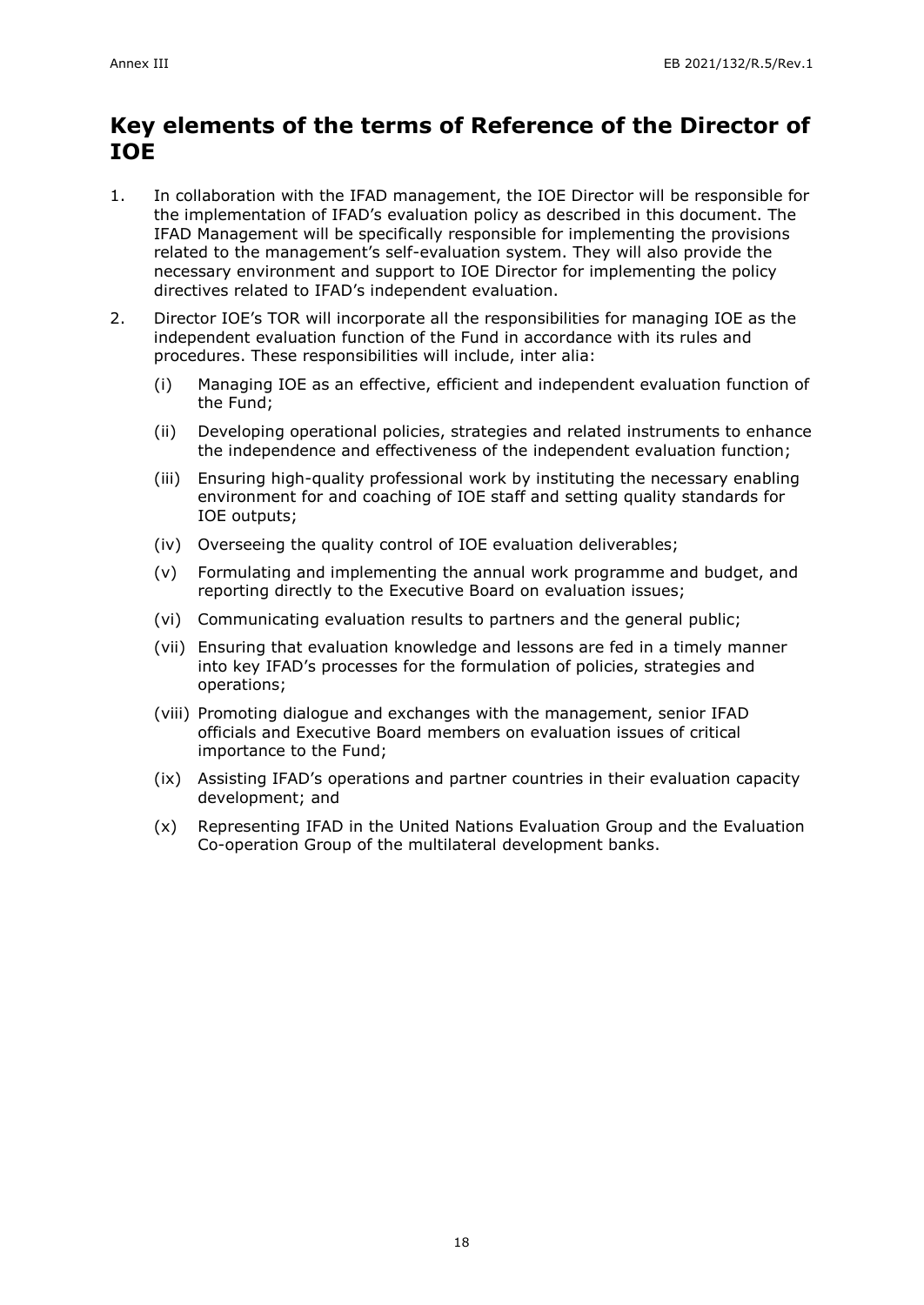# Key elements of the terms of Reference of the Director of IOE

1. In collaboration with the IFAD management, the IOE Director will be responsible for the implementation of IFAD's evaluation policy as described in this document. The IFAD Management will be specifically responsible for implementing the provisions related to the management's self-evaluation system. They will also provide the necessary environment and support to IOE Director for implementing the policy directives related to IFAD's independent evaluation.

2. Director IOE's TOR will incorporate all the responsibilities for managing IOE as the independent evaluation function of the Fund in accordance with its rules and procedures. These responsibilities will include, inter alia:

   (i) Managing IOE as an effective, efficient and independent evaluation function of the Fund;

   (ii) Developing operational policies, strategies and related instruments to enhance the independence and effectiveness of the independent evaluation function;

   (iii) Ensuring high-quality professional work by instituting the necessary enabling environment for and coaching of IOE staff and setting quality standards for IOE outputs;

   (iv) Overseeing the quality control of IOE evaluation deliverables;

   (v) Formulating and implementing the annual work programme and budget, and reporting directly to the Executive Board on evaluation issues;

   (vi) Communicating evaluation results to partners and the general public;

   (vii) Ensuring that evaluation knowledge and lessons are fed in a timely manner into key IFAD's processes for the formulation of policies, strategies and operations;

   (viii) Promoting dialogue and exchanges with the management, senior IFAD officials and Executive Board members on evaluation issues of critical importance to the Fund;

   (ix) Assisting IFAD's operations and partner countries in their evaluation capacity development; and

   (x) Representing IFAD in the United Nations Evaluation Group and the Evaluation Co-operation Group of the multilateral development banks.